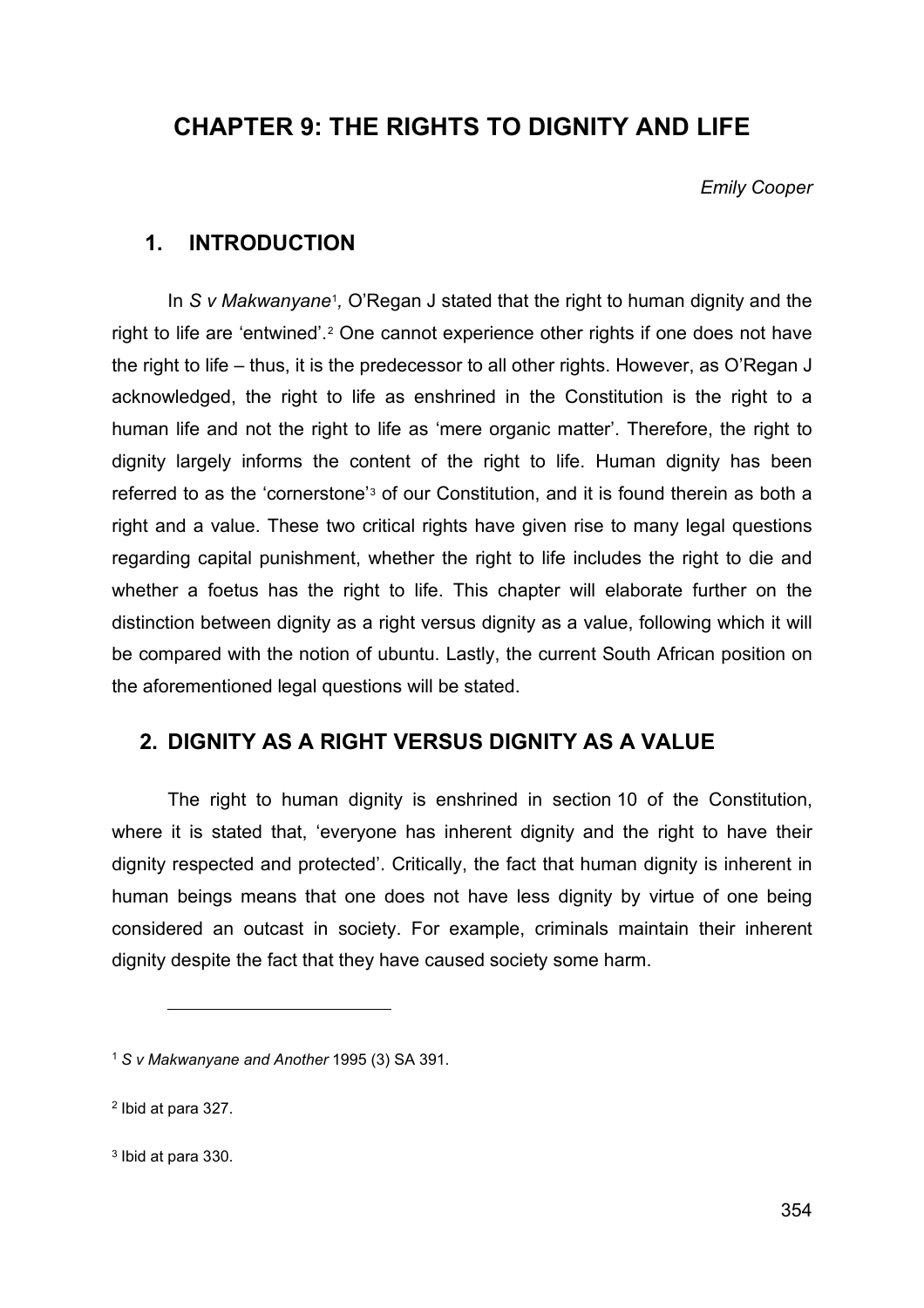# CHAPTER 9: THE RIGHTS TO DIGNITY AND LIFE

*Emily Cooper*

## 1. INTRODUCTION

In *S v Makwanyane*[1], O'Regan J stated that the right to human dignity and the right to life are 'entwined'.[2] One cannot experience other rights if one does not have the right to life – thus, it is the predecessor to all other rights. However, as O'Regan J acknowledged, the right to life as enshrined in the Constitution is the right to a human life and not the right to life as 'mere organic matter'. Therefore, the right to dignity largely informs the content of the right to life. Human dignity has been referred to as the 'cornerstone'[3] of our Constitution, and it is found therein as both a right and a value. These two critical rights have given rise to many legal questions regarding capital punishment, whether the right to life includes the right to die and whether a foetus has the right to life. This chapter will elaborate further on the distinction between dignity as a right versus dignity as a value, following which it will be compared with the notion of ubuntu. Lastly, the current South African position on the aforementioned legal questions will be stated.

## 2. DIGNITY AS A RIGHT VERSUS DIGNITY AS A VALUE

The right to human dignity is enshrined in section 10 of the Constitution, where it is stated that, 'everyone has inherent dignity and the right to have their dignity respected and protected'. Critically, the fact that human dignity is inherent in human beings means that one does not have less dignity by virtue of one being considered an outcast in society. For example, criminals maintain their inherent dignity despite the fact that they have caused society some harm.

---

[1] *S v Makwanyane and Another* 1995 (3) SA 391.

[2] Ibid at para 327.

[3] Ibid at para 330.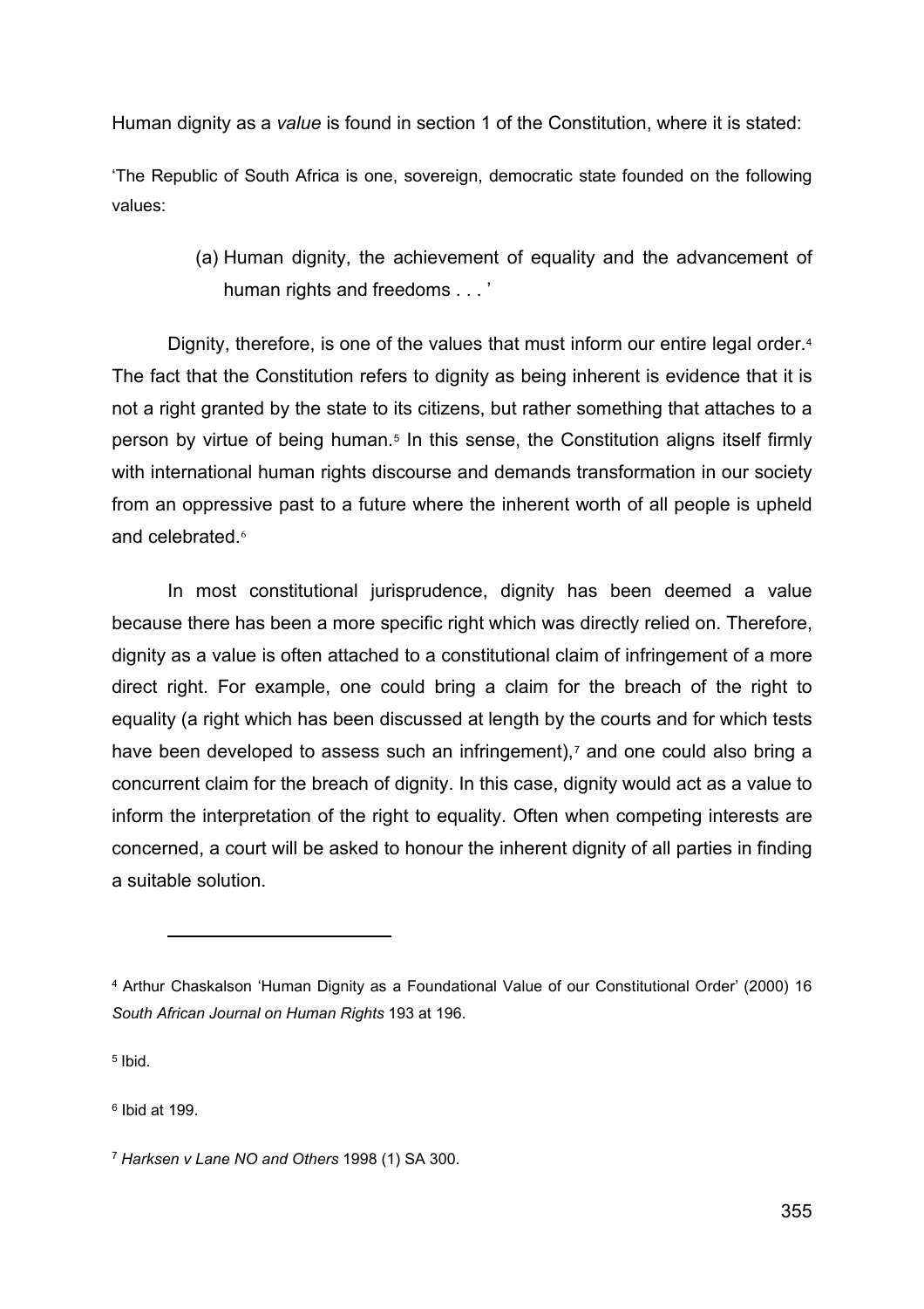Human dignity as a *value* is found in section 1 of the Constitution, where it is stated:

'The Republic of South Africa is one, sovereign, democratic state founded on the following values:

> (a) Human dignity, the achievement of equality and the advancement of human rights and freedoms . . . '

Dignity, therefore, is one of the values that must inform our entire legal order.[4] The fact that the Constitution refers to dignity as being inherent is evidence that it is not a right granted by the state to its citizens, but rather something that attaches to a person by virtue of being human.[5] In this sense, the Constitution aligns itself firmly with international human rights discourse and demands transformation in our society from an oppressive past to a future where the inherent worth of all people is upheld and celebrated.[6]

In most constitutional jurisprudence, dignity has been deemed a value because there has been a more specific right which was directly relied on. Therefore, dignity as a value is often attached to a constitutional claim of infringement of a more direct right. For example, one could bring a claim for the breach of the right to equality (a right which has been discussed at length by the courts and for which tests have been developed to assess such an infringement),[7] and one could also bring a concurrent claim for the breach of dignity. In this case, dignity would act as a value to inform the interpretation of the right to equality. Often when competing interests are concerned, a court will be asked to honour the inherent dignity of all parties in finding a suitable solution.

---

[4] Arthur Chaskalson 'Human Dignity as a Foundational Value of our Constitutional Order' (2000) 16 *South African Journal on Human Rights* 193 at 196.

[5] Ibid.

[6] Ibid at 199.

[7] *Harksen v Lane NO and Others* 1998 (1) SA 300.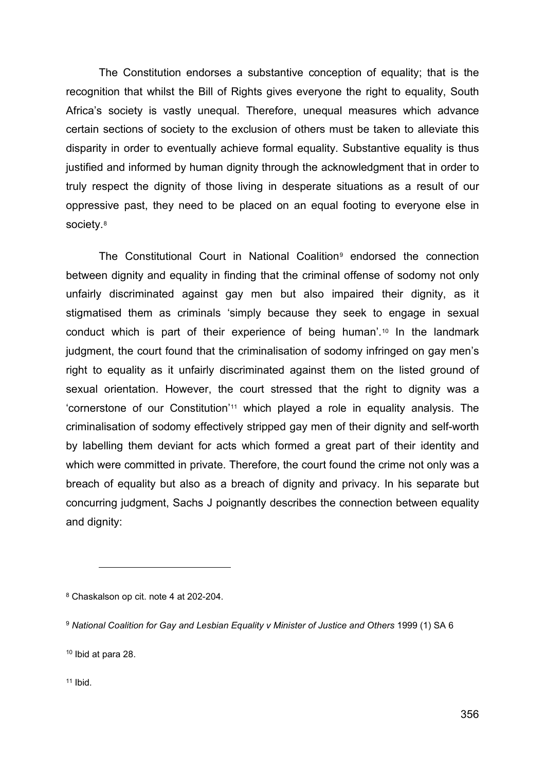The Constitution endorses a substantive conception of equality; that is the recognition that whilst the Bill of Rights gives everyone the right to equality, South Africa's society is vastly unequal. Therefore, unequal measures which advance certain sections of society to the exclusion of others must be taken to alleviate this disparity in order to eventually achieve formal equality. Substantive equality is thus justified and informed by human dignity through the acknowledgment that in order to truly respect the dignity of those living in desperate situations as a result of our oppressive past, they need to be placed on an equal footing to everyone else in society.[8]

The Constitutional Court in National Coalition[9] endorsed the connection between dignity and equality in finding that the criminal offense of sodomy not only unfairly discriminated against gay men but also impaired their dignity, as it stigmatised them as criminals 'simply because they seek to engage in sexual conduct which is part of their experience of being human'.[10] In the landmark judgment, the court found that the criminalisation of sodomy infringed on gay men's right to equality as it unfairly discriminated against them on the listed ground of sexual orientation. However, the court stressed that the right to dignity was a 'cornerstone of our Constitution'[11] which played a role in equality analysis. The criminalisation of sodomy effectively stripped gay men of their dignity and self-worth by labelling them deviant for acts which formed a great part of their identity and which were committed in private. Therefore, the court found the crime not only was a breach of equality but also as a breach of dignity and privacy. In his separate but concurring judgment, Sachs J poignantly describes the connection between equality and dignity:

---

[8] Chaskalson op cit. note 4 at 202-204.

[9] *National Coalition for Gay and Lesbian Equality v Minister of Justice and Others* 1999 (1) SA 6

[10] Ibid at para 28.

[11] Ibid.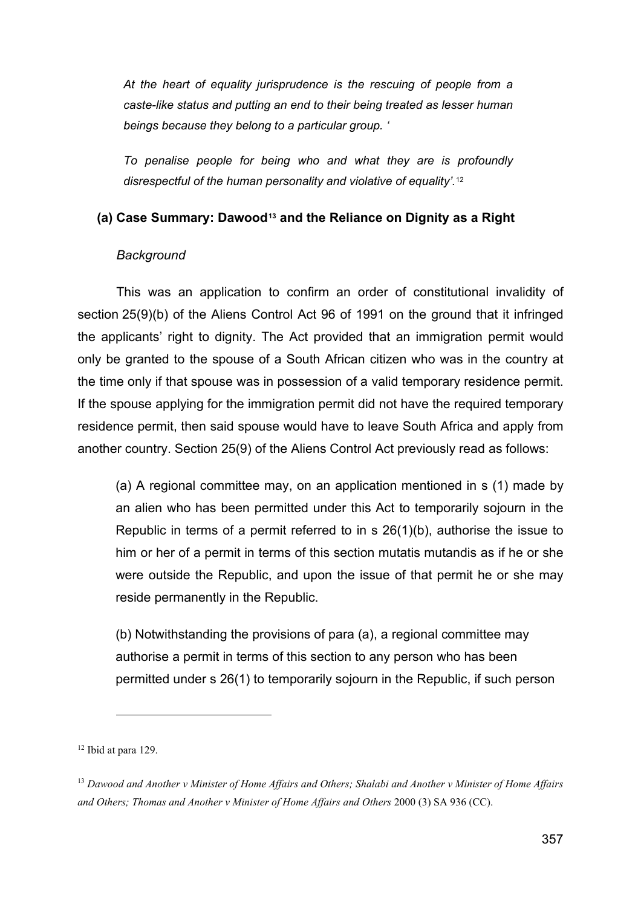*At the heart of equality jurisprudence is the rescuing of people from a caste-like status and putting an end to their being treated as lesser human beings because they belong to a particular group. '*

*To penalise people for being who and what they are is profoundly disrespectful of the human personality and violative of equality'.*[12]

### (a) Case Summary: Dawood[13] and the Reliance on Dignity as a Right

*Background*

This was an application to confirm an order of constitutional invalidity of section 25(9)(b) of the Aliens Control Act 96 of 1991 on the ground that it infringed the applicants' right to dignity. The Act provided that an immigration permit would only be granted to the spouse of a South African citizen who was in the country at the time only if that spouse was in possession of a valid temporary residence permit. If the spouse applying for the immigration permit did not have the required temporary residence permit, then said spouse would have to leave South Africa and apply from another country. Section 25(9) of the Aliens Control Act previously read as follows:

> (a) A regional committee may, on an application mentioned in s (1) made by an alien who has been permitted under this Act to temporarily sojourn in the Republic in terms of a permit referred to in s 26(1)(b), authorise the issue to him or her of a permit in terms of this section mutatis mutandis as if he or she were outside the Republic, and upon the issue of that permit he or she may reside permanently in the Republic.
>
> (b) Notwithstanding the provisions of para (a), a regional committee may authorise a permit in terms of this section to any person who has been permitted under s 26(1) to temporarily sojourn in the Republic, if such person

---

[12] Ibid at para 129.

[13] *Dawood and Another v Minister of Home Affairs and Others; Shalabi and Another v Minister of Home Affairs and Others; Thomas and Another v Minister of Home Affairs and Others* 2000 (3) SA 936 (CC).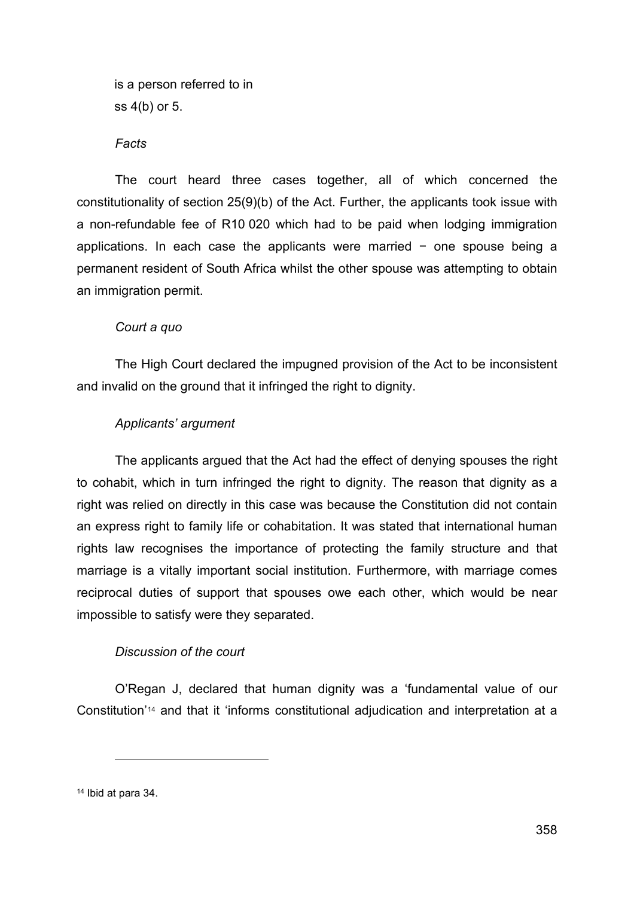is a person referred to in
ss 4(b) or 5.

*Facts*

The court heard three cases together, all of which concerned the constitutionality of section 25(9)(b) of the Act. Further, the applicants took issue with a non-refundable fee of R10 020 which had to be paid when lodging immigration applications. In each case the applicants were married − one spouse being a permanent resident of South Africa whilst the other spouse was attempting to obtain an immigration permit.

*Court a quo*

The High Court declared the impugned provision of the Act to be inconsistent and invalid on the ground that it infringed the right to dignity.

*Applicants' argument*

The applicants argued that the Act had the effect of denying spouses the right to cohabit, which in turn infringed the right to dignity. The reason that dignity as a right was relied on directly in this case was because the Constitution did not contain an express right to family life or cohabitation. It was stated that international human rights law recognises the importance of protecting the family structure and that marriage is a vitally important social institution. Furthermore, with marriage comes reciprocal duties of support that spouses owe each other, which would be near impossible to satisfy were they separated.

*Discussion of the court*

O'Regan J, declared that human dignity was a 'fundamental value of our Constitution'[14] and that it 'informs constitutional adjudication and interpretation at a

---

[14] Ibid at para 34.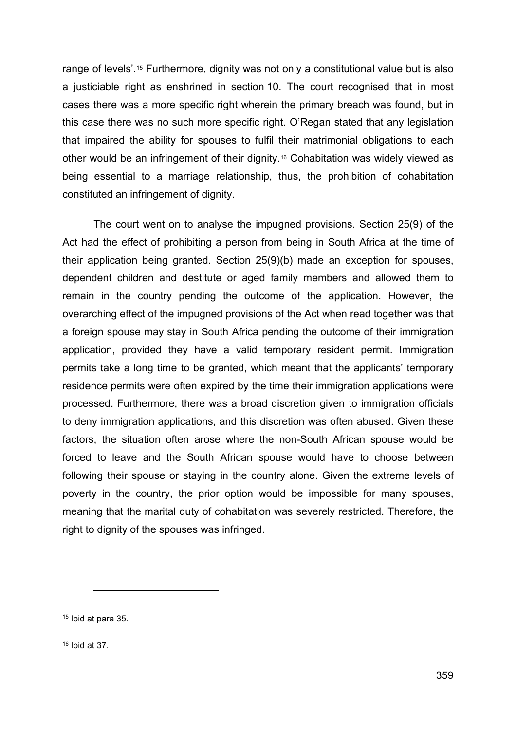range of levels'.[15] Furthermore, dignity was not only a constitutional value but is also a justiciable right as enshrined in section 10. The court recognised that in most cases there was a more specific right wherein the primary breach was found, but in this case there was no such more specific right. O'Regan stated that any legislation that impaired the ability for spouses to fulfil their matrimonial obligations to each other would be an infringement of their dignity.[16] Cohabitation was widely viewed as being essential to a marriage relationship, thus, the prohibition of cohabitation constituted an infringement of dignity.

The court went on to analyse the impugned provisions. Section 25(9) of the Act had the effect of prohibiting a person from being in South Africa at the time of their application being granted. Section 25(9)(b) made an exception for spouses, dependent children and destitute or aged family members and allowed them to remain in the country pending the outcome of the application. However, the overarching effect of the impugned provisions of the Act when read together was that a foreign spouse may stay in South Africa pending the outcome of their immigration application, provided they have a valid temporary resident permit. Immigration permits take a long time to be granted, which meant that the applicants' temporary residence permits were often expired by the time their immigration applications were processed. Furthermore, there was a broad discretion given to immigration officials to deny immigration applications, and this discretion was often abused. Given these factors, the situation often arose where the non-South African spouse would be forced to leave and the South African spouse would have to choose between following their spouse or staying in the country alone. Given the extreme levels of poverty in the country, the prior option would be impossible for many spouses, meaning that the marital duty of cohabitation was severely restricted. Therefore, the right to dignity of the spouses was infringed.

---

[15] Ibid at para 35.

[16] Ibid at 37.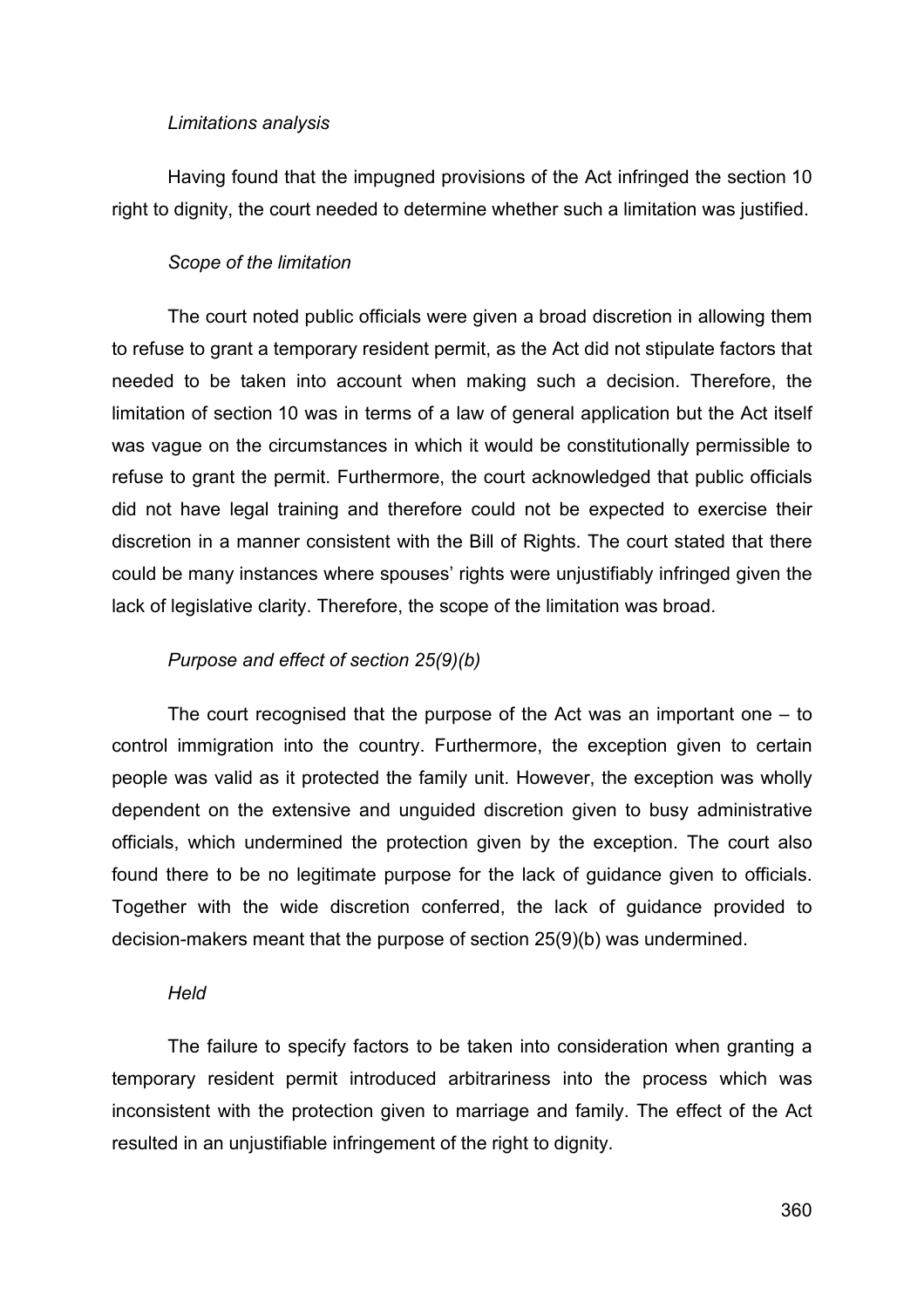*Limitations analysis*

Having found that the impugned provisions of the Act infringed the section 10 right to dignity, the court needed to determine whether such a limitation was justified.

*Scope of the limitation*

The court noted public officials were given a broad discretion in allowing them to refuse to grant a temporary resident permit, as the Act did not stipulate factors that needed to be taken into account when making such a decision. Therefore, the limitation of section 10 was in terms of a law of general application but the Act itself was vague on the circumstances in which it would be constitutionally permissible to refuse to grant the permit. Furthermore, the court acknowledged that public officials did not have legal training and therefore could not be expected to exercise their discretion in a manner consistent with the Bill of Rights. The court stated that there could be many instances where spouses' rights were unjustifiably infringed given the lack of legislative clarity. Therefore, the scope of the limitation was broad.

*Purpose and effect of section 25(9)(b)*

The court recognised that the purpose of the Act was an important one – to control immigration into the country. Furthermore, the exception given to certain people was valid as it protected the family unit. However, the exception was wholly dependent on the extensive and unguided discretion given to busy administrative officials, which undermined the protection given by the exception. The court also found there to be no legitimate purpose for the lack of guidance given to officials. Together with the wide discretion conferred, the lack of guidance provided to decision-makers meant that the purpose of section 25(9)(b) was undermined.

*Held*

The failure to specify factors to be taken into consideration when granting a temporary resident permit introduced arbitrariness into the process which was inconsistent with the protection given to marriage and family. The effect of the Act resulted in an unjustifiable infringement of the right to dignity.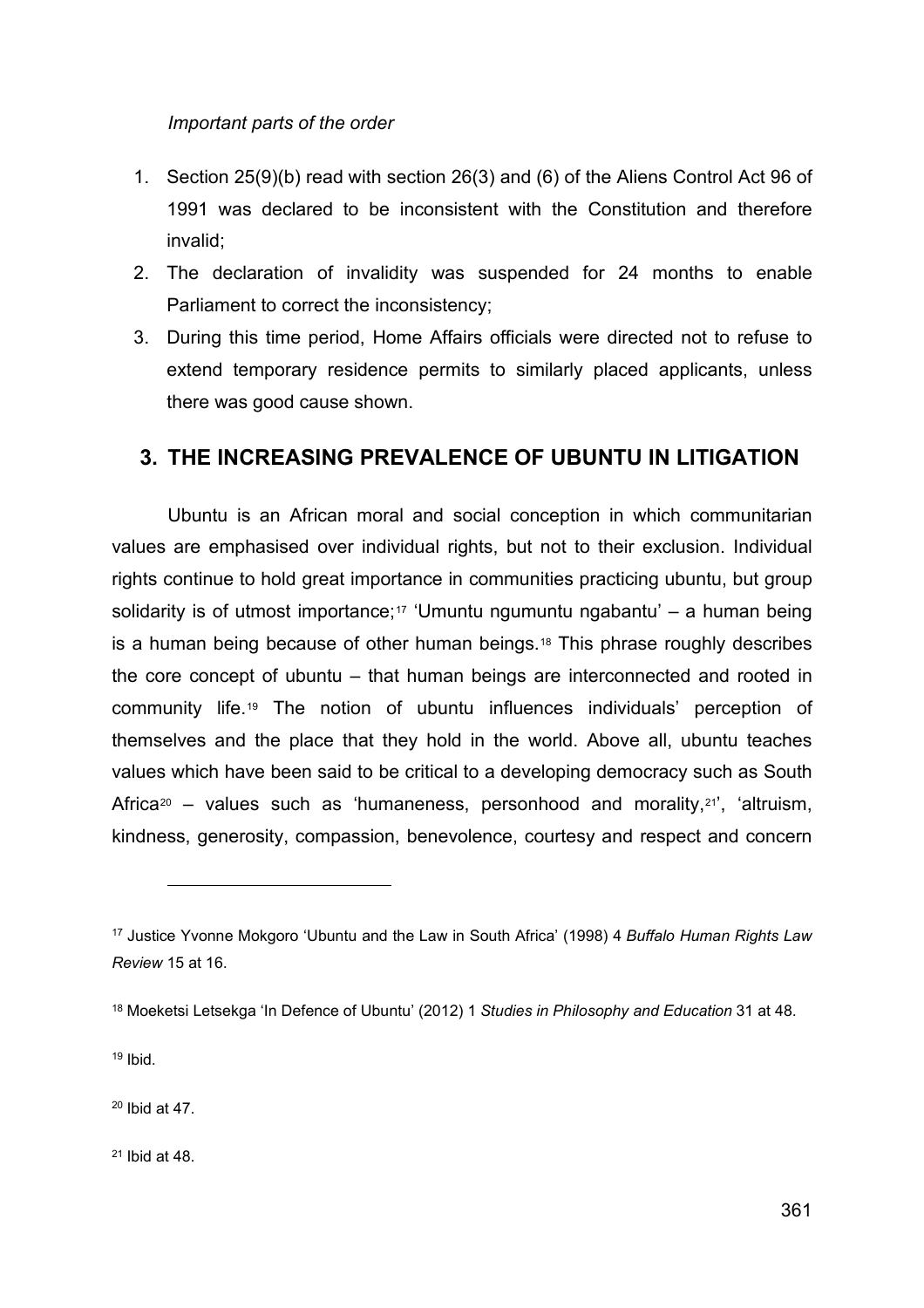*Important parts of the order*

1. Section 25(9)(b) read with section 26(3) and (6) of the Aliens Control Act 96 of 1991 was declared to be inconsistent with the Constitution and therefore invalid;
2. The declaration of invalidity was suspended for 24 months to enable Parliament to correct the inconsistency;
3. During this time period, Home Affairs officials were directed not to refuse to extend temporary residence permits to similarly placed applicants, unless there was good cause shown.

## 3. THE INCREASING PREVALENCE OF UBUNTU IN LITIGATION

Ubuntu is an African moral and social conception in which communitarian values are emphasised over individual rights, but not to their exclusion. Individual rights continue to hold great importance in communities practicing ubuntu, but group solidarity is of utmost importance;[17] 'Umuntu ngumuntu ngabantu' – a human being is a human being because of other human beings.[18] This phrase roughly describes the core concept of ubuntu – that human beings are interconnected and rooted in community life.[19] The notion of ubuntu influences individuals' perception of themselves and the place that they hold in the world. Above all, ubuntu teaches values which have been said to be critical to a developing democracy such as South Africa[20] – values such as 'humaneness, personhood and morality,[21]', 'altruism, kindness, generosity, compassion, benevolence, courtesy and respect and concern

---

[17] Justice Yvonne Mokgoro 'Ubuntu and the Law in South Africa' (1998) 4 *Buffalo Human Rights Law Review* 15 at 16.

[18] Moeketsi Letsekga 'In Defence of Ubuntu' (2012) 1 *Studies in Philosophy and Education* 31 at 48.

[19] Ibid.

[20] Ibid at 47.

[21] Ibid at 48.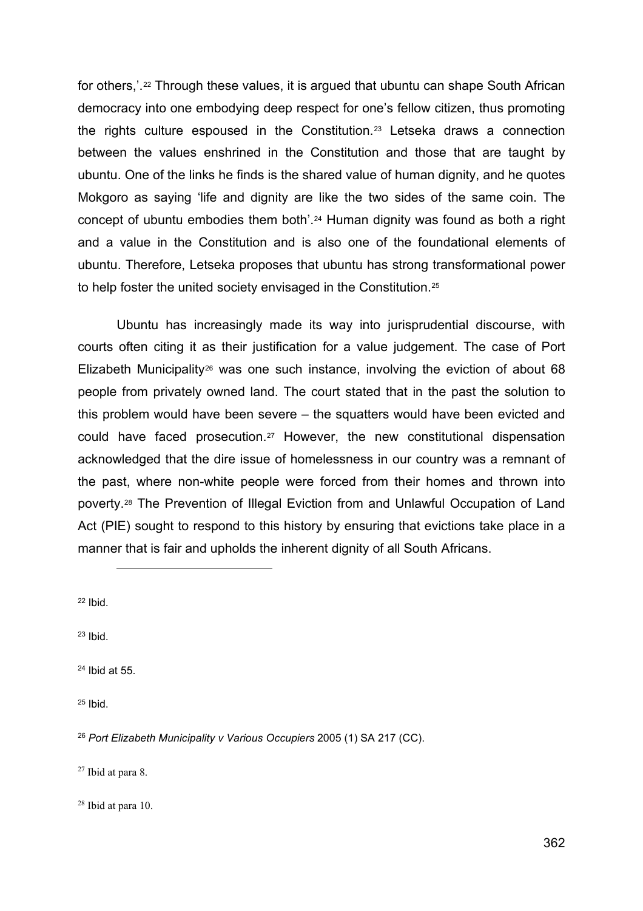for others,'.[22] Through these values, it is argued that ubuntu can shape South African democracy into one embodying deep respect for one's fellow citizen, thus promoting the rights culture espoused in the Constitution.[23] Letseka draws a connection between the values enshrined in the Constitution and those that are taught by ubuntu. One of the links he finds is the shared value of human dignity, and he quotes Mokgoro as saying 'life and dignity are like the two sides of the same coin. The concept of ubuntu embodies them both'.[24] Human dignity was found as both a right and a value in the Constitution and is also one of the foundational elements of ubuntu. Therefore, Letseka proposes that ubuntu has strong transformational power to help foster the united society envisaged in the Constitution.[25]

Ubuntu has increasingly made its way into jurisprudential discourse, with courts often citing it as their justification for a value judgement. The case of Port Elizabeth Municipality[26] was one such instance, involving the eviction of about 68 people from privately owned land. The court stated that in the past the solution to this problem would have been severe – the squatters would have been evicted and could have faced prosecution.[27] However, the new constitutional dispensation acknowledged that the dire issue of homelessness in our country was a remnant of the past, where non-white people were forced from their homes and thrown into poverty.[28] The Prevention of Illegal Eviction from and Unlawful Occupation of Land Act (PIE) sought to respond to this history by ensuring that evictions take place in a manner that is fair and upholds the inherent dignity of all South Africans.

---

[22] Ibid.

[23] Ibid.

[24] Ibid at 55.

[25] Ibid.

[26] *Port Elizabeth Municipality v Various Occupiers* 2005 (1) SA 217 (CC).

[27] Ibid at para 8.

[28] Ibid at para 10.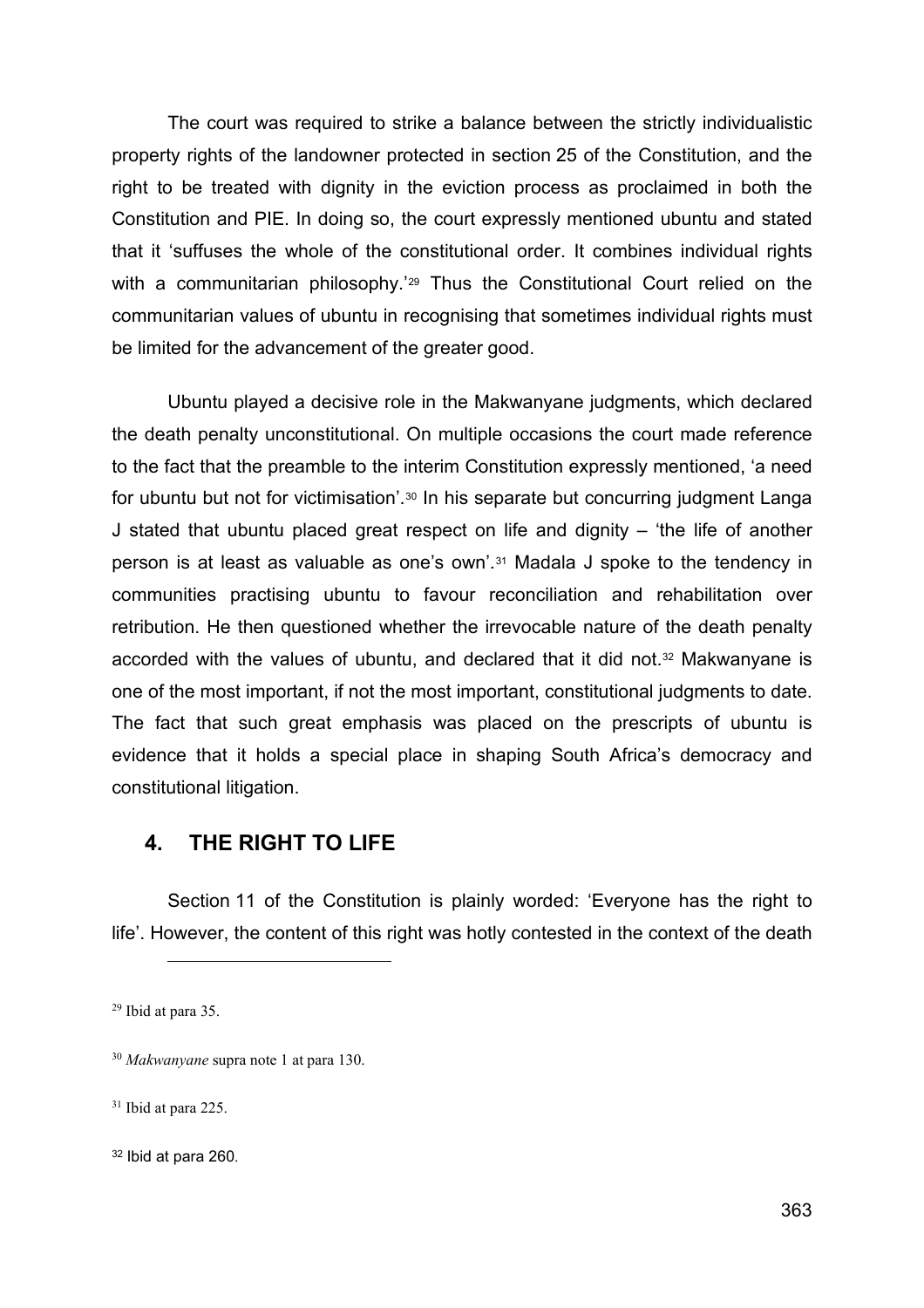The court was required to strike a balance between the strictly individualistic property rights of the landowner protected in section 25 of the Constitution, and the right to be treated with dignity in the eviction process as proclaimed in both the Constitution and PIE. In doing so, the court expressly mentioned ubuntu and stated that it 'suffuses the whole of the constitutional order. It combines individual rights with a communitarian philosophy.'[29] Thus the Constitutional Court relied on the communitarian values of ubuntu in recognising that sometimes individual rights must be limited for the advancement of the greater good.

Ubuntu played a decisive role in the Makwanyane judgments, which declared the death penalty unconstitutional. On multiple occasions the court made reference to the fact that the preamble to the interim Constitution expressly mentioned, 'a need for ubuntu but not for victimisation'.[30] In his separate but concurring judgment Langa J stated that ubuntu placed great respect on life and dignity – 'the life of another person is at least as valuable as one's own'.[31] Madala J spoke to the tendency in communities practising ubuntu to favour reconciliation and rehabilitation over retribution. He then questioned whether the irrevocable nature of the death penalty accorded with the values of ubuntu, and declared that it did not.[32] Makwanyane is one of the most important, if not the most important, constitutional judgments to date. The fact that such great emphasis was placed on the prescripts of ubuntu is evidence that it holds a special place in shaping South Africa's democracy and constitutional litigation.

## 4. THE RIGHT TO LIFE

Section 11 of the Constitution is plainly worded: 'Everyone has the right to life'. However, the content of this right was hotly contested in the context of the death

---

[29] Ibid at para 35.

[30] *Makwanyane* supra note 1 at para 130.

[31] Ibid at para 225.

[32] Ibid at para 260.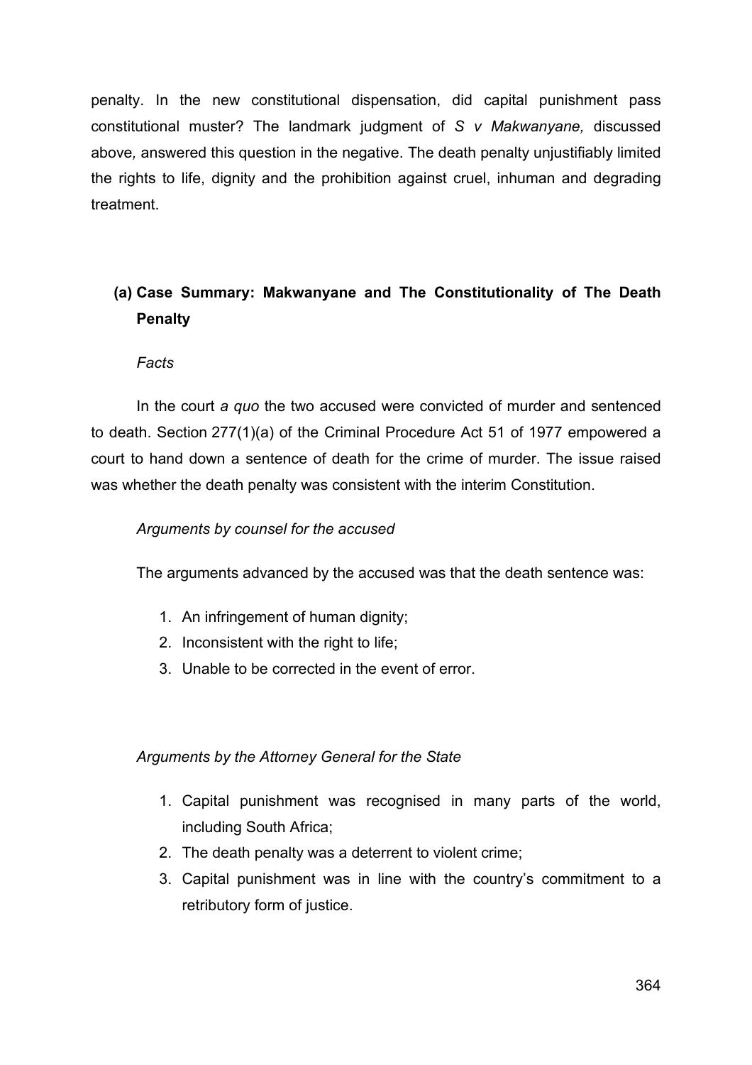penalty. In the new constitutional dispensation, did capital punishment pass constitutional muster? The landmark judgment of *S v Makwanyane,* discussed above*,* answered this question in the negative. The death penalty unjustifiably limited the rights to life, dignity and the prohibition against cruel, inhuman and degrading treatment.

### (a) Case Summary: Makwanyane and The Constitutionality of The Death Penalty

*Facts*

In the court *a quo* the two accused were convicted of murder and sentenced to death. Section 277(1)(a) of the Criminal Procedure Act 51 of 1977 empowered a court to hand down a sentence of death for the crime of murder. The issue raised was whether the death penalty was consistent with the interim Constitution.

*Arguments by counsel for the accused*

The arguments advanced by the accused was that the death sentence was:

1. An infringement of human dignity;
2. Inconsistent with the right to life;
3. Unable to be corrected in the event of error.

*Arguments by the Attorney General for the State*

1. Capital punishment was recognised in many parts of the world, including South Africa;
2. The death penalty was a deterrent to violent crime;
3. Capital punishment was in line with the country's commitment to a retributory form of justice.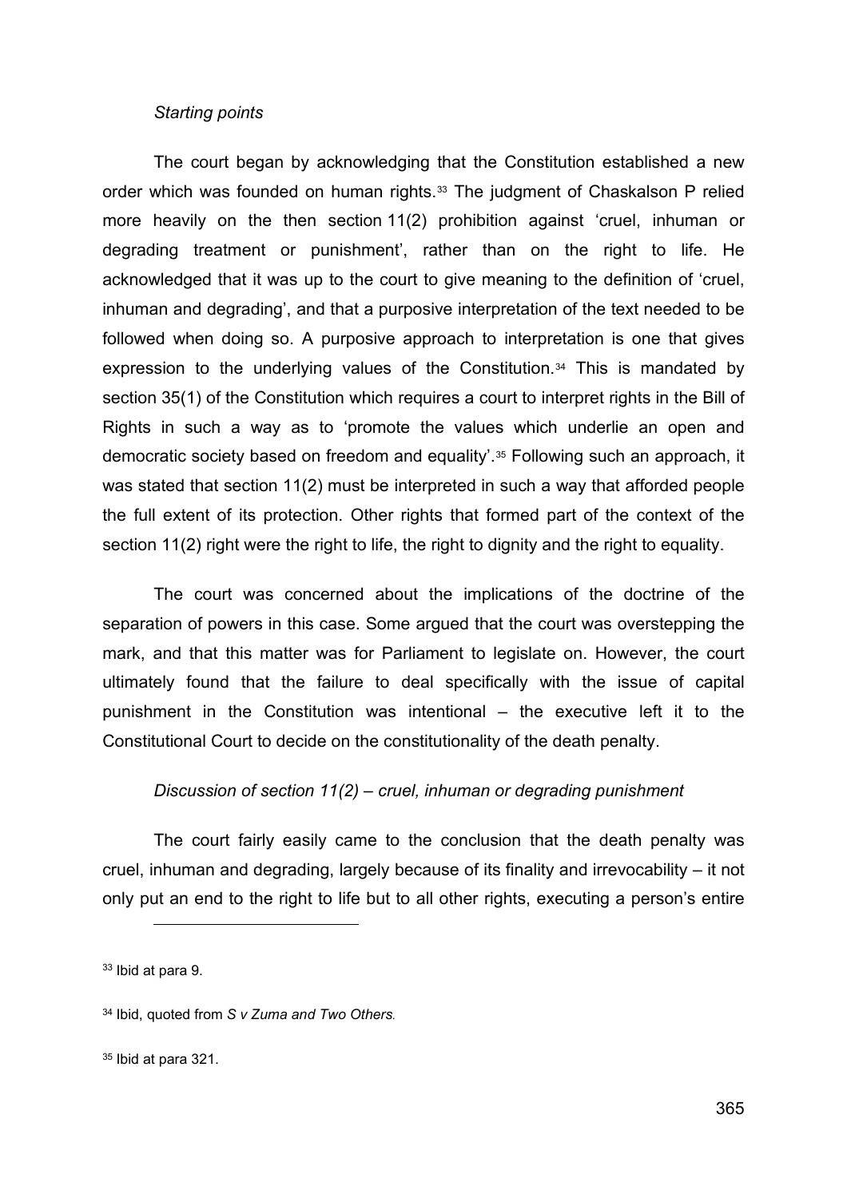*Starting points*

The court began by acknowledging that the Constitution established a new order which was founded on human rights.[33] The judgment of Chaskalson P relied more heavily on the then section 11(2) prohibition against 'cruel, inhuman or degrading treatment or punishment', rather than on the right to life. He acknowledged that it was up to the court to give meaning to the definition of 'cruel, inhuman and degrading', and that a purposive interpretation of the text needed to be followed when doing so. A purposive approach to interpretation is one that gives expression to the underlying values of the Constitution.[34] This is mandated by section 35(1) of the Constitution which requires a court to interpret rights in the Bill of Rights in such a way as to 'promote the values which underlie an open and democratic society based on freedom and equality'.[35] Following such an approach, it was stated that section 11(2) must be interpreted in such a way that afforded people the full extent of its protection. Other rights that formed part of the context of the section 11(2) right were the right to life, the right to dignity and the right to equality.

The court was concerned about the implications of the doctrine of the separation of powers in this case. Some argued that the court was overstepping the mark, and that this matter was for Parliament to legislate on. However, the court ultimately found that the failure to deal specifically with the issue of capital punishment in the Constitution was intentional – the executive left it to the Constitutional Court to decide on the constitutionality of the death penalty.

*Discussion of section 11(2) – cruel, inhuman or degrading punishment*

The court fairly easily came to the conclusion that the death penalty was cruel, inhuman and degrading, largely because of its finality and irrevocability – it not only put an end to the right to life but to all other rights, executing a person's entire

[33] Ibid at para 9.

[34] Ibid, quoted from *S v Zuma and Two Others.*

[35] Ibid at para 321.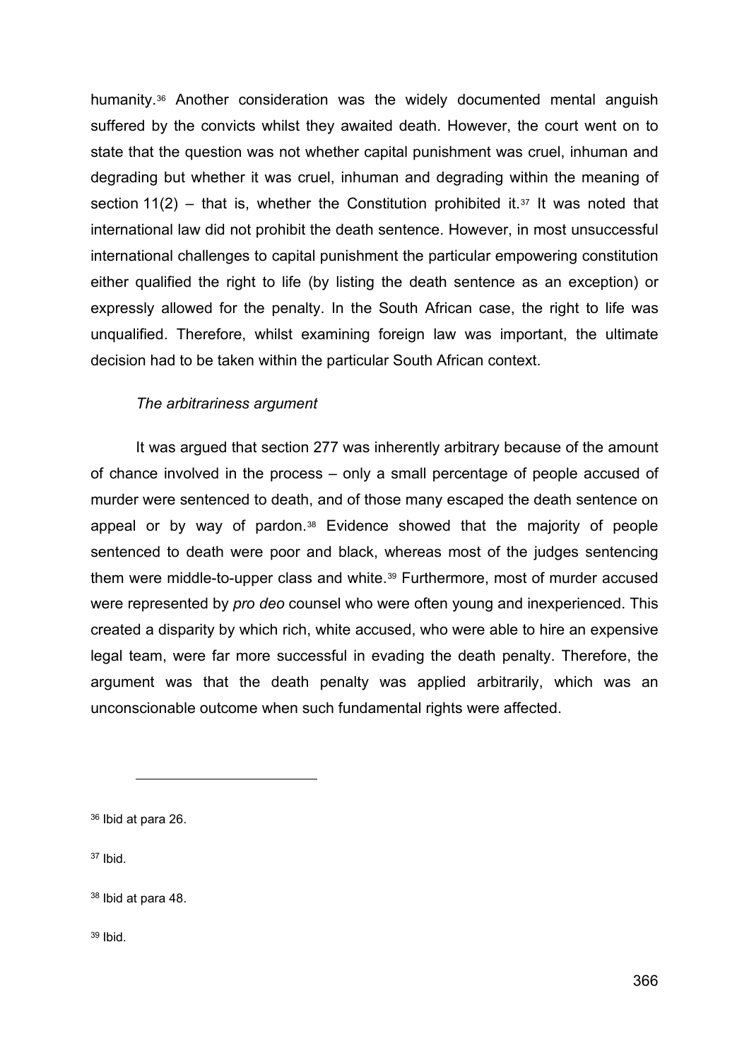humanity.[36] Another consideration was the widely documented mental anguish suffered by the convicts whilst they awaited death. However, the court went on to state that the question was not whether capital punishment was cruel, inhuman and degrading but whether it was cruel, inhuman and degrading within the meaning of section 11(2) – that is, whether the Constitution prohibited it.[37] It was noted that international law did not prohibit the death sentence. However, in most unsuccessful international challenges to capital punishment the particular empowering constitution either qualified the right to life (by listing the death sentence as an exception) or expressly allowed for the penalty. In the South African case, the right to life was unqualified. Therefore, whilst examining foreign law was important, the ultimate decision had to be taken within the particular South African context.

*The arbitrariness argument*

It was argued that section 277 was inherently arbitrary because of the amount of chance involved in the process – only a small percentage of people accused of murder were sentenced to death, and of those many escaped the death sentence on appeal or by way of pardon.[38] Evidence showed that the majority of people sentenced to death were poor and black, whereas most of the judges sentencing them were middle-to-upper class and white.[39] Furthermore, most of murder accused were represented by *pro deo* counsel who were often young and inexperienced. This created a disparity by which rich, white accused, who were able to hire an expensive legal team, were far more successful in evading the death penalty. Therefore, the argument was that the death penalty was applied arbitrarily, which was an unconscionable outcome when such fundamental rights were affected.

---

[36] Ibid at para 26.

[37] Ibid.

[38] Ibid at para 48.

[39] Ibid.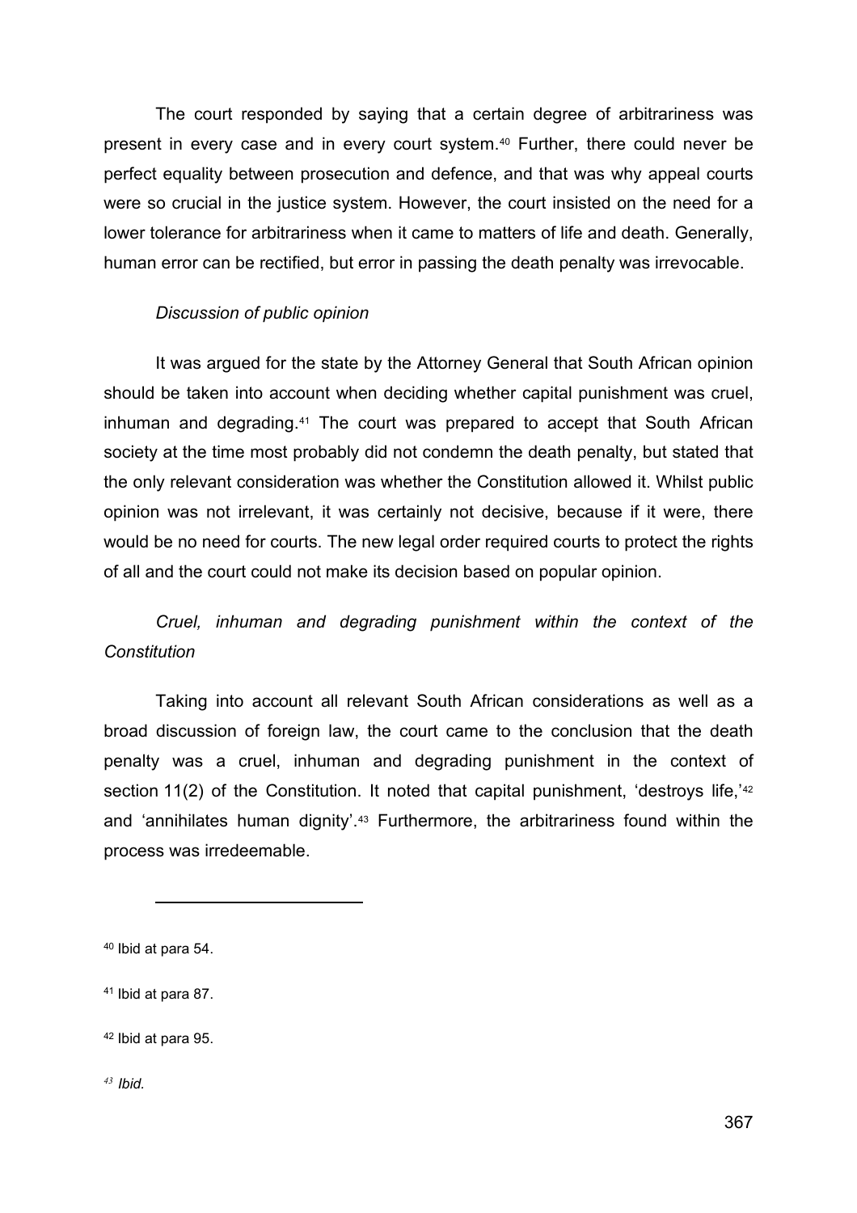The court responded by saying that a certain degree of arbitrariness was present in every case and in every court system.[40] Further, there could never be perfect equality between prosecution and defence, and that was why appeal courts were so crucial in the justice system. However, the court insisted on the need for a lower tolerance for arbitrariness when it came to matters of life and death. Generally, human error can be rectified, but error in passing the death penalty was irrevocable.

*Discussion of public opinion*

It was argued for the state by the Attorney General that South African opinion should be taken into account when deciding whether capital punishment was cruel, inhuman and degrading.[41] The court was prepared to accept that South African society at the time most probably did not condemn the death penalty, but stated that the only relevant consideration was whether the Constitution allowed it. Whilst public opinion was not irrelevant, it was certainly not decisive, because if it were, there would be no need for courts. The new legal order required courts to protect the rights of all and the court could not make its decision based on popular opinion.

*Cruel, inhuman and degrading punishment within the context of the Constitution*

Taking into account all relevant South African considerations as well as a broad discussion of foreign law, the court came to the conclusion that the death penalty was a cruel, inhuman and degrading punishment in the context of section 11(2) of the Constitution. It noted that capital punishment, 'destroys life,'[42] and 'annihilates human dignity'.[43] Furthermore, the arbitrariness found within the process was irredeemable.

---

[40] Ibid at para 54.

[41] Ibid at para 87.

[42] Ibid at para 95.

[43] *Ibid.*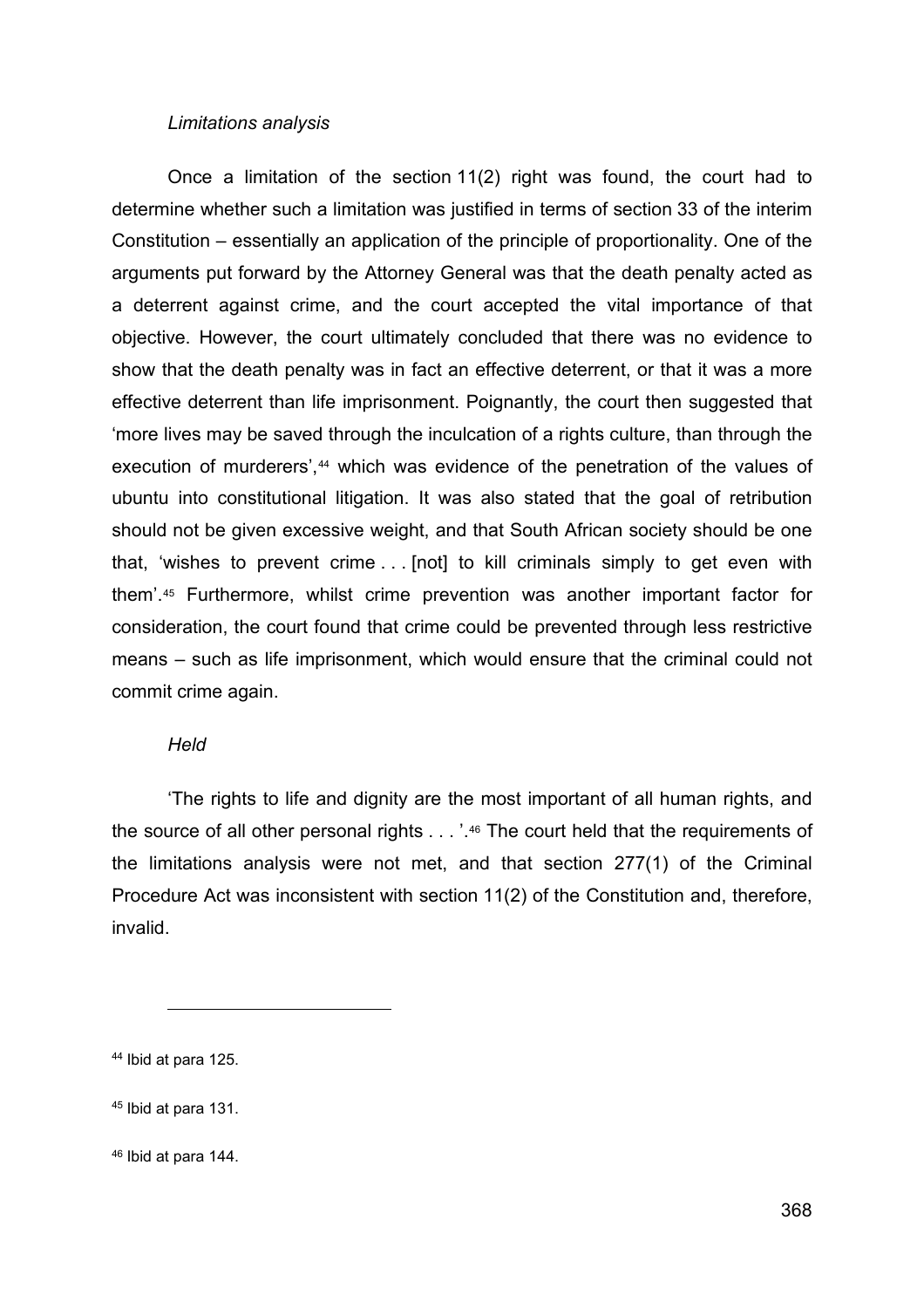*Limitations analysis*

Once a limitation of the section 11(2) right was found, the court had to determine whether such a limitation was justified in terms of section 33 of the interim Constitution – essentially an application of the principle of proportionality. One of the arguments put forward by the Attorney General was that the death penalty acted as a deterrent against crime, and the court accepted the vital importance of that objective. However, the court ultimately concluded that there was no evidence to show that the death penalty was in fact an effective deterrent, or that it was a more effective deterrent than life imprisonment. Poignantly, the court then suggested that 'more lives may be saved through the inculcation of a rights culture, than through the execution of murderers',[44] which was evidence of the penetration of the values of ubuntu into constitutional litigation. It was also stated that the goal of retribution should not be given excessive weight, and that South African society should be one that, 'wishes to prevent crime . . . [not] to kill criminals simply to get even with them'.[45] Furthermore, whilst crime prevention was another important factor for consideration, the court found that crime could be prevented through less restrictive means – such as life imprisonment, which would ensure that the criminal could not commit crime again.

*Held*

'The rights to life and dignity are the most important of all human rights, and the source of all other personal rights . . . '.[46] The court held that the requirements of the limitations analysis were not met, and that section 277(1) of the Criminal Procedure Act was inconsistent with section 11(2) of the Constitution and, therefore, invalid.

---

[44] Ibid at para 125.

[45] Ibid at para 131.

[46] Ibid at para 144.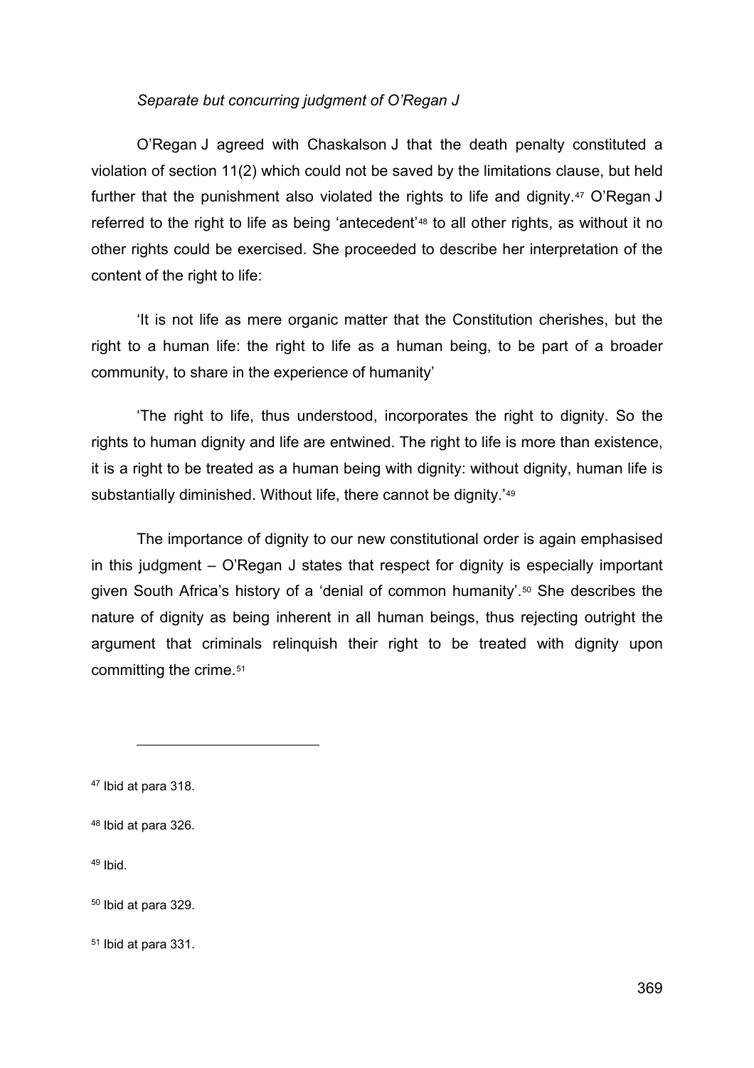*Separate but concurring judgment of O'Regan J*

O'Regan J agreed with Chaskalson J that the death penalty constituted a violation of section 11(2) which could not be saved by the limitations clause, but held further that the punishment also violated the rights to life and dignity.[47] O'Regan J referred to the right to life as being 'antecedent'[48] to all other rights, as without it no other rights could be exercised. She proceeded to describe her interpretation of the content of the right to life:

'It is not life as mere organic matter that the Constitution cherishes, but the right to a human life: the right to life as a human being, to be part of a broader community, to share in the experience of humanity'

'The right to life, thus understood, incorporates the right to dignity. So the rights to human dignity and life are entwined. The right to life is more than existence, it is a right to be treated as a human being with dignity: without dignity, human life is substantially diminished. Without life, there cannot be dignity.'[49]

The importance of dignity to our new constitutional order is again emphasised in this judgment – O'Regan J states that respect for dignity is especially important given South Africa's history of a 'denial of common humanity'.[50] She describes the nature of dignity as being inherent in all human beings, thus rejecting outright the argument that criminals relinquish their right to be treated with dignity upon committing the crime.[51]

---

[47] Ibid at para 318.

[48] Ibid at para 326.

[49] Ibid.

[50] Ibid at para 329.

[51] Ibid at para 331.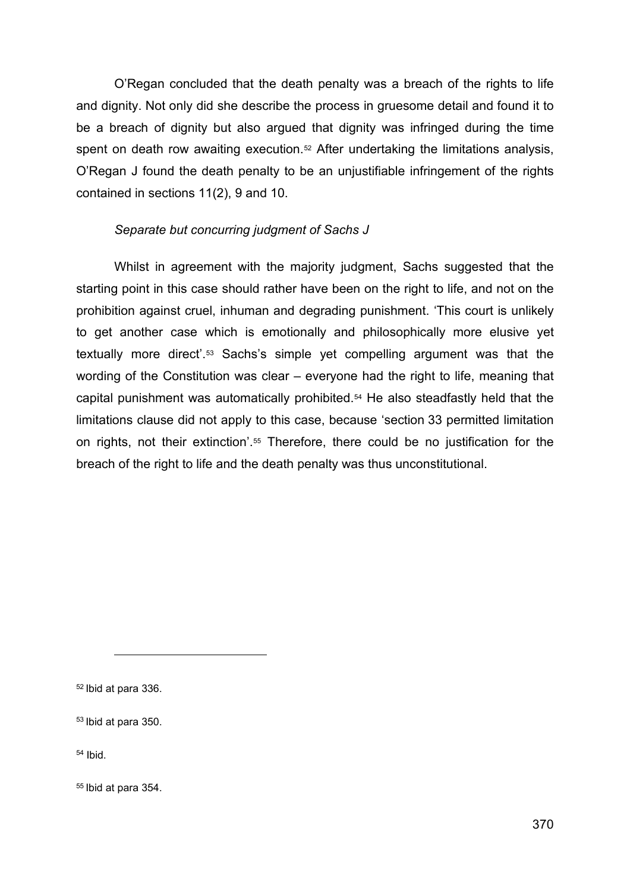O'Regan concluded that the death penalty was a breach of the rights to life and dignity. Not only did she describe the process in gruesome detail and found it to be a breach of dignity but also argued that dignity was infringed during the time spent on death row awaiting execution.[52] After undertaking the limitations analysis, O'Regan J found the death penalty to be an unjustifiable infringement of the rights contained in sections 11(2), 9 and 10.

*Separate but concurring judgment of Sachs J*

Whilst in agreement with the majority judgment, Sachs suggested that the starting point in this case should rather have been on the right to life, and not on the prohibition against cruel, inhuman and degrading punishment. 'This court is unlikely to get another case which is emotionally and philosophically more elusive yet textually more direct'.[53] Sachs's simple yet compelling argument was that the wording of the Constitution was clear – everyone had the right to life, meaning that capital punishment was automatically prohibited.[54] He also steadfastly held that the limitations clause did not apply to this case, because 'section 33 permitted limitation on rights, not their extinction'.[55] Therefore, there could be no justification for the breach of the right to life and the death penalty was thus unconstitutional.

---

[52] Ibid at para 336.

[53] Ibid at para 350.

[54] Ibid.

[55] Ibid at para 354.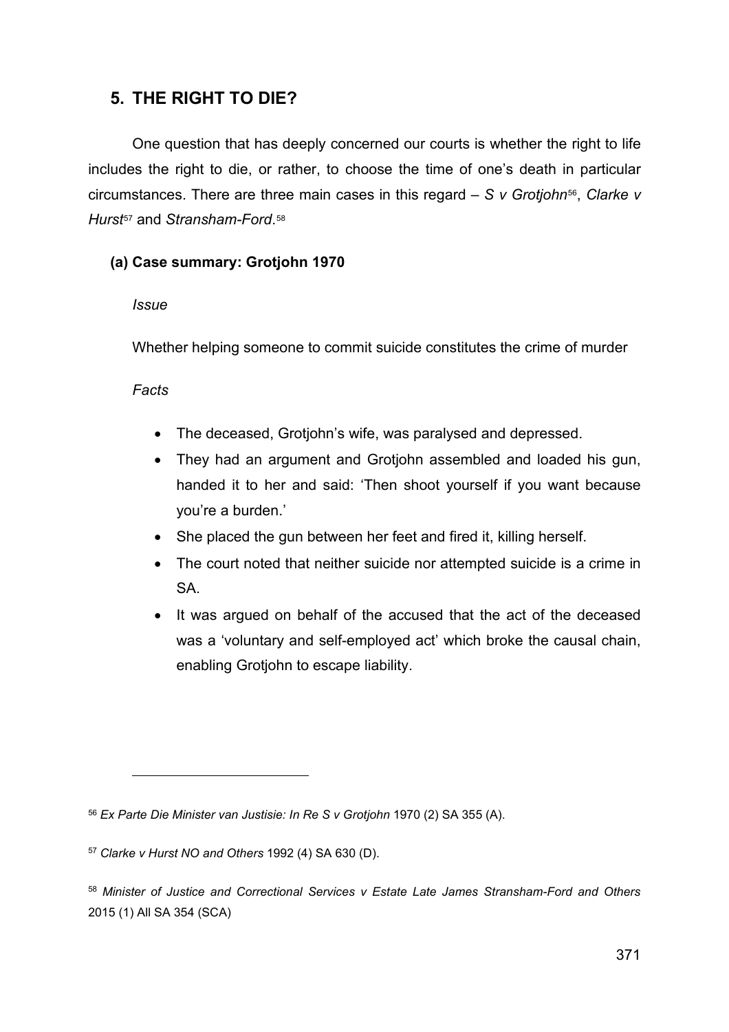## 5. THE RIGHT TO DIE?

One question that has deeply concerned our courts is whether the right to life includes the right to die, or rather, to choose the time of one's death in particular circumstances. There are three main cases in this regard – *S v Grotjohn*[56], *Clarke v Hurst*[57] and *Stransham-Ford*.[58]

### (a) Case summary: Grotjohn 1970

*Issue*

Whether helping someone to commit suicide constitutes the crime of murder

*Facts*

- The deceased, Grotjohn's wife, was paralysed and depressed.
- They had an argument and Grotjohn assembled and loaded his gun, handed it to her and said: 'Then shoot yourself if you want because you're a burden.'
- She placed the gun between her feet and fired it, killing herself.
- The court noted that neither suicide nor attempted suicide is a crime in SA.
- It was argued on behalf of the accused that the act of the deceased was a 'voluntary and self-employed act' which broke the causal chain, enabling Grotjohn to escape liability.

---

[56] *Ex Parte Die Minister van Justisie: In Re S v Grotjohn* 1970 (2) SA 355 (A).

[57] *Clarke v Hurst NO and Others* 1992 (4) SA 630 (D).

[58] *Minister of Justice and Correctional Services v Estate Late James Stransham-Ford and Others* 2015 (1) All SA 354 (SCA)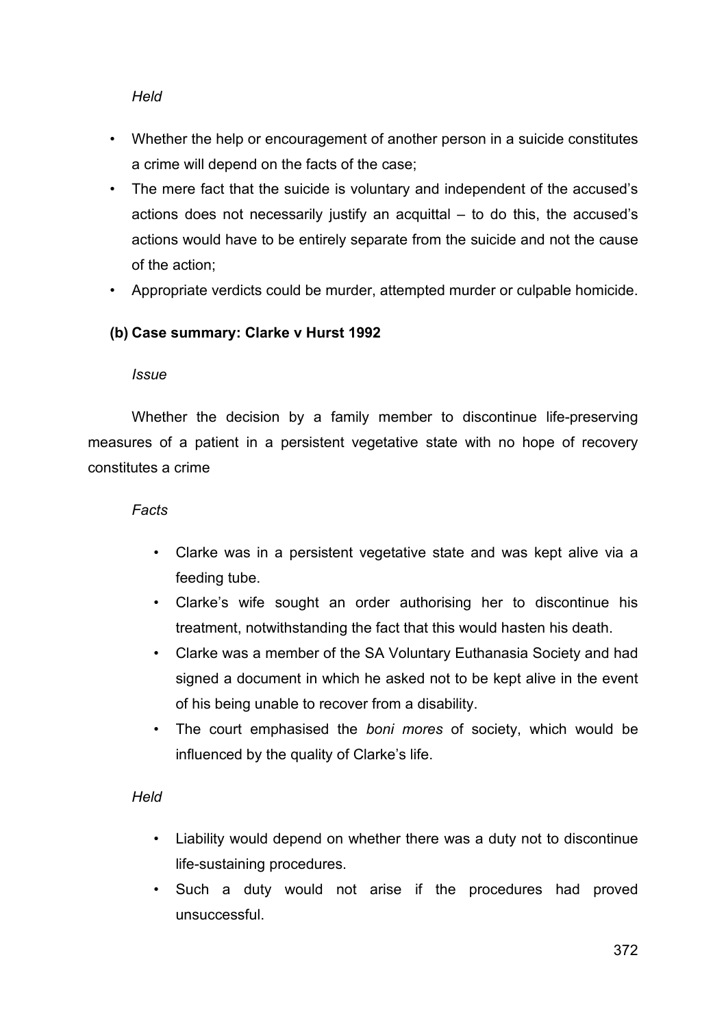*Held*

- Whether the help or encouragement of another person in a suicide constitutes a crime will depend on the facts of the case;
- The mere fact that the suicide is voluntary and independent of the accused's actions does not necessarily justify an acquittal – to do this, the accused's actions would have to be entirely separate from the suicide and not the cause of the action;
- Appropriate verdicts could be murder, attempted murder or culpable homicide.

**(b) Case summary: Clarke v Hurst 1992**

*Issue*

Whether the decision by a family member to discontinue life-preserving measures of a patient in a persistent vegetative state with no hope of recovery constitutes a crime

*Facts*

- Clarke was in a persistent vegetative state and was kept alive via a feeding tube.
- Clarke's wife sought an order authorising her to discontinue his treatment, notwithstanding the fact that this would hasten his death.
- Clarke was a member of the SA Voluntary Euthanasia Society and had signed a document in which he asked not to be kept alive in the event of his being unable to recover from a disability.
- The court emphasised the *boni mores* of society, which would be influenced by the quality of Clarke's life.

*Held*

- Liability would depend on whether there was a duty not to discontinue life-sustaining procedures.
- Such a duty would not arise if the procedures had proved unsuccessful.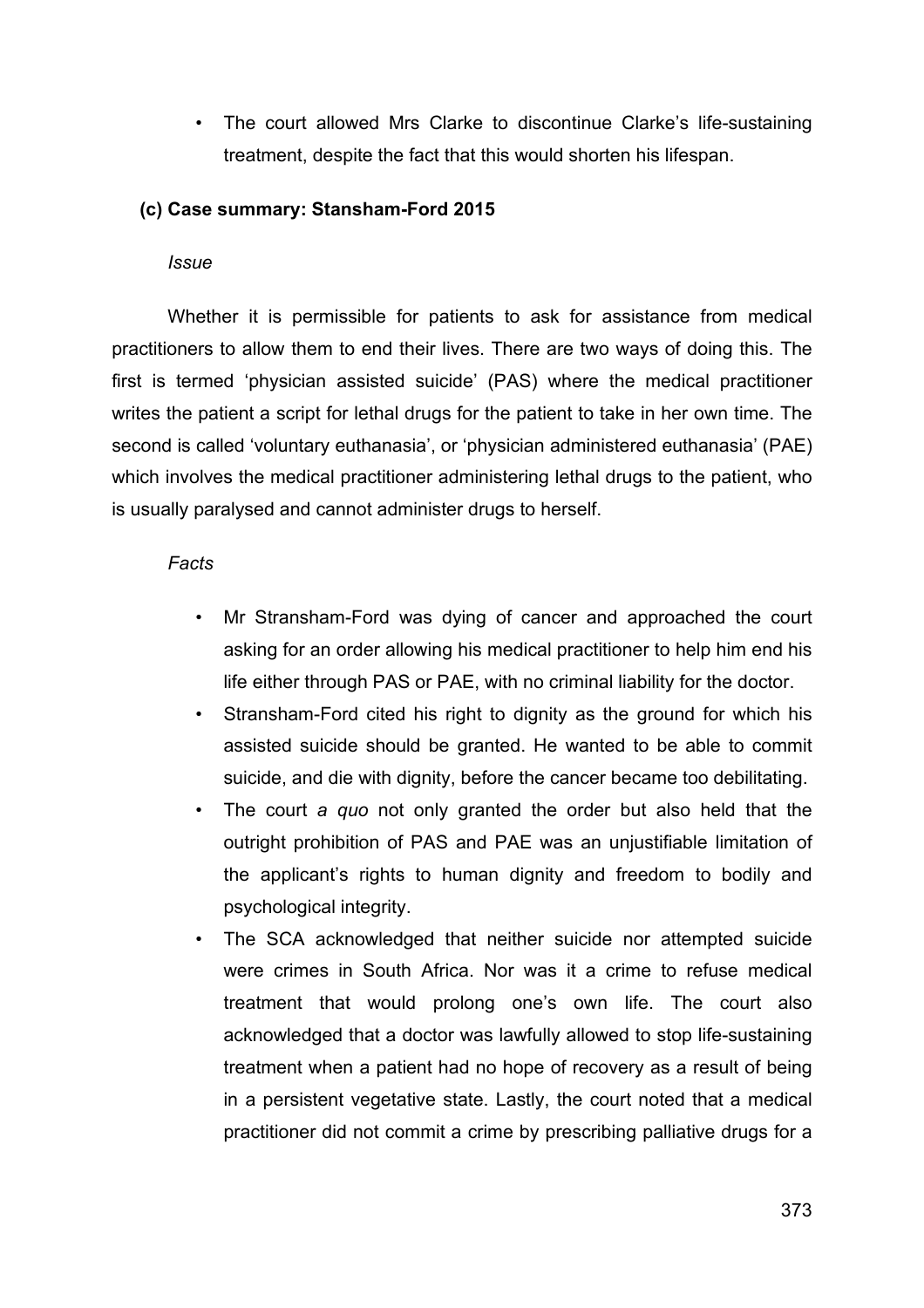- The court allowed Mrs Clarke to discontinue Clarke's life-sustaining treatment, despite the fact that this would shorten his lifespan.

### (c) Case summary: Stansham-Ford 2015

*Issue*

Whether it is permissible for patients to ask for assistance from medical practitioners to allow them to end their lives. There are two ways of doing this. The first is termed 'physician assisted suicide' (PAS) where the medical practitioner writes the patient a script for lethal drugs for the patient to take in her own time. The second is called 'voluntary euthanasia', or 'physician administered euthanasia' (PAE) which involves the medical practitioner administering lethal drugs to the patient, who is usually paralysed and cannot administer drugs to herself.

*Facts*

- Mr Stransham-Ford was dying of cancer and approached the court asking for an order allowing his medical practitioner to help him end his life either through PAS or PAE, with no criminal liability for the doctor.
- Stransham-Ford cited his right to dignity as the ground for which his assisted suicide should be granted. He wanted to be able to commit suicide, and die with dignity, before the cancer became too debilitating.
- The court *a quo* not only granted the order but also held that the outright prohibition of PAS and PAE was an unjustifiable limitation of the applicant's rights to human dignity and freedom to bodily and psychological integrity.
- The SCA acknowledged that neither suicide nor attempted suicide were crimes in South Africa. Nor was it a crime to refuse medical treatment that would prolong one's own life. The court also acknowledged that a doctor was lawfully allowed to stop life-sustaining treatment when a patient had no hope of recovery as a result of being in a persistent vegetative state. Lastly, the court noted that a medical practitioner did not commit a crime by prescribing palliative drugs for a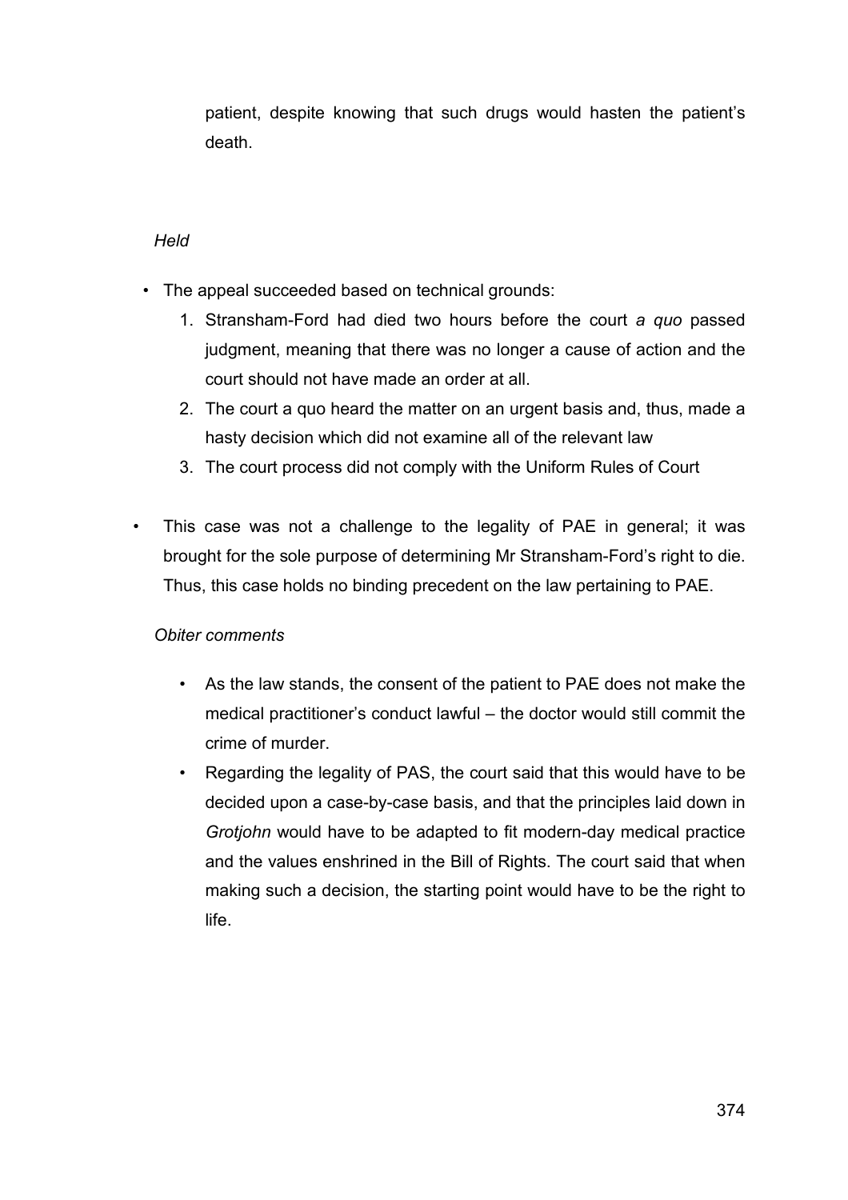patient, despite knowing that such drugs would hasten the patient's death.

*Held*

- The appeal succeeded based on technical grounds:
    1. Stransham-Ford had died two hours before the court *a quo* passed judgment, meaning that there was no longer a cause of action and the court should not have made an order at all.
    2. The court a quo heard the matter on an urgent basis and, thus, made a hasty decision which did not examine all of the relevant law
    3. The court process did not comply with the Uniform Rules of Court

- This case was not a challenge to the legality of PAE in general; it was brought for the sole purpose of determining Mr Stransham-Ford's right to die. Thus, this case holds no binding precedent on the law pertaining to PAE.

*Obiter comments*

- As the law stands, the consent of the patient to PAE does not make the medical practitioner's conduct lawful – the doctor would still commit the crime of murder.
- Regarding the legality of PAS, the court said that this would have to be decided upon a case-by-case basis, and that the principles laid down in *Grotjohn* would have to be adapted to fit modern-day medical practice and the values enshrined in the Bill of Rights. The court said that when making such a decision, the starting point would have to be the right to life.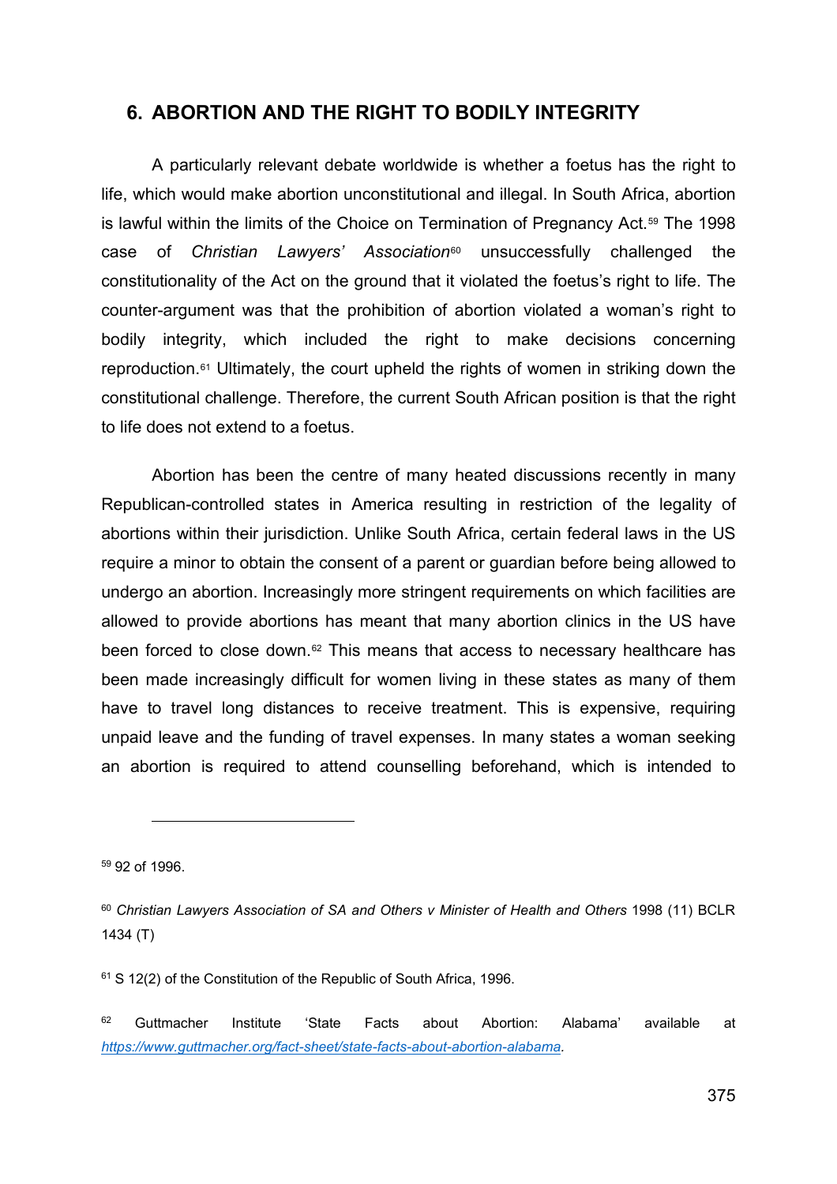## 6. ABORTION AND THE RIGHT TO BODILY INTEGRITY

A particularly relevant debate worldwide is whether a foetus has the right to life, which would make abortion unconstitutional and illegal. In South Africa, abortion is lawful within the limits of the Choice on Termination of Pregnancy Act.[59] The 1998 case of *Christian Lawyers' Association*[60] unsuccessfully challenged the constitutionality of the Act on the ground that it violated the foetus's right to life. The counter-argument was that the prohibition of abortion violated a woman's right to bodily integrity, which included the right to make decisions concerning reproduction.[61] Ultimately, the court upheld the rights of women in striking down the constitutional challenge. Therefore, the current South African position is that the right to life does not extend to a foetus.

Abortion has been the centre of many heated discussions recently in many Republican-controlled states in America resulting in restriction of the legality of abortions within their jurisdiction. Unlike South Africa, certain federal laws in the US require a minor to obtain the consent of a parent or guardian before being allowed to undergo an abortion. Increasingly more stringent requirements on which facilities are allowed to provide abortions has meant that many abortion clinics in the US have been forced to close down.[62] This means that access to necessary healthcare has been made increasingly difficult for women living in these states as many of them have to travel long distances to receive treatment. This is expensive, requiring unpaid leave and the funding of travel expenses. In many states a woman seeking an abortion is required to attend counselling beforehand, which is intended to

---

[59] 92 of 1996.

[60] *Christian Lawyers Association of SA and Others v Minister of Health and Others* 1998 (11) BCLR 1434 (T)

[61] S 12(2) of the Constitution of the Republic of South Africa, 1996.

[62] Guttmacher Institute 'State Facts about Abortion: Alabama' available at *https://www.guttmacher.org/fact-sheet/state-facts-about-abortion-alabama*.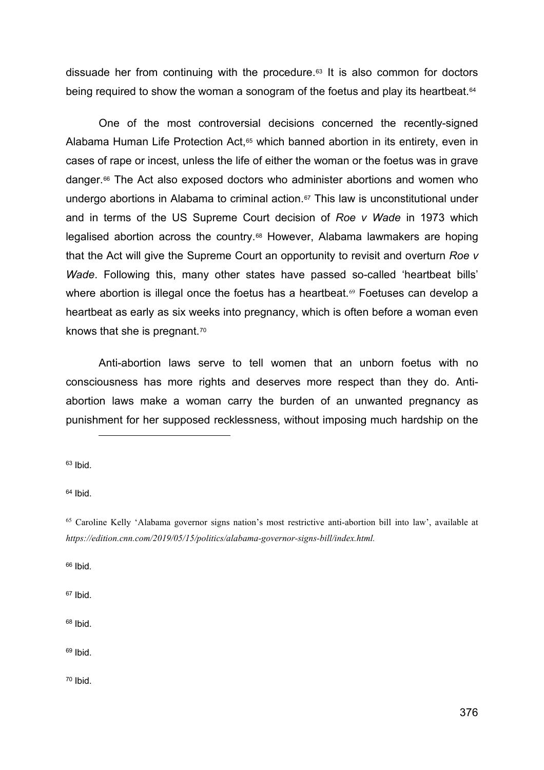dissuade her from continuing with the procedure.[63] It is also common for doctors being required to show the woman a sonogram of the foetus and play its heartbeat.[64]

One of the most controversial decisions concerned the recently-signed Alabama Human Life Protection Act,[65] which banned abortion in its entirety, even in cases of rape or incest, unless the life of either the woman or the foetus was in grave danger.[66] The Act also exposed doctors who administer abortions and women who undergo abortions in Alabama to criminal action.[67] This law is unconstitutional under and in terms of the US Supreme Court decision of *Roe v Wade* in 1973 which legalised abortion across the country.[68] However, Alabama lawmakers are hoping that the Act will give the Supreme Court an opportunity to revisit and overturn *Roe v Wade*. Following this, many other states have passed so-called 'heartbeat bills' where abortion is illegal once the foetus has a heartbeat.[69] Foetuses can develop a heartbeat as early as six weeks into pregnancy, which is often before a woman even knows that she is pregnant.[70]

Anti-abortion laws serve to tell women that an unborn foetus with no consciousness has more rights and deserves more respect than they do. Anti-abortion laws make a woman carry the burden of an unwanted pregnancy as punishment for her supposed recklessness, without imposing much hardship on the

---

[63] Ibid.

[64] Ibid.

[65] Caroline Kelly 'Alabama governor signs nation's most restrictive anti-abortion bill into law', available at *https://edition.cnn.com/2019/05/15/politics/alabama-governor-signs-bill/index.html.*

[66] Ibid.

[67] Ibid.

[68] Ibid.

[69] Ibid.

[70] Ibid.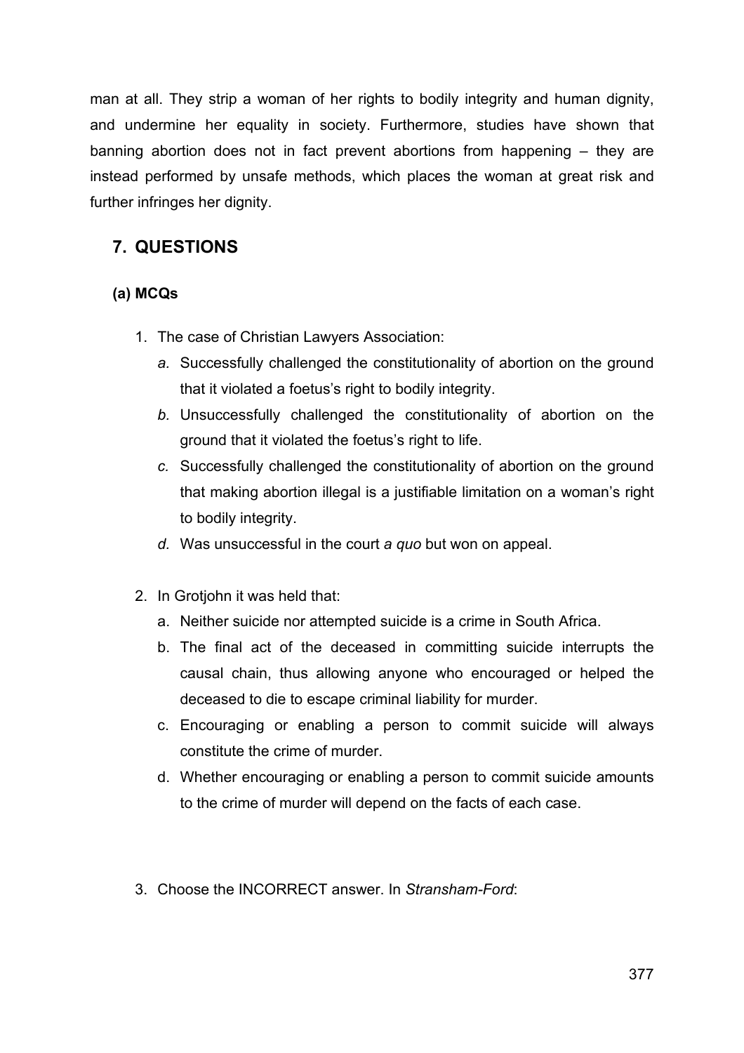man at all. They strip a woman of her rights to bodily integrity and human dignity, and undermine her equality in society. Furthermore, studies have shown that banning abortion does not in fact prevent abortions from happening – they are instead performed by unsafe methods, which places the woman at great risk and further infringes her dignity.

## 7. QUESTIONS

### (a) MCQs

1. The case of Christian Lawyers Association:
   *a.* Successfully challenged the constitutionality of abortion on the ground that it violated a foetus's right to bodily integrity.
   *b.* Unsuccessfully challenged the constitutionality of abortion on the ground that it violated the foetus's right to life.
   *c.* Successfully challenged the constitutionality of abortion on the ground that making abortion illegal is a justifiable limitation on a woman's right to bodily integrity.
   *d.* Was unsuccessful in the court *a quo* but won on appeal.

2. In Grotjohn it was held that:
   a. Neither suicide nor attempted suicide is a crime in South Africa.
   b. The final act of the deceased in committing suicide interrupts the causal chain, thus allowing anyone who encouraged or helped the deceased to die to escape criminal liability for murder.
   c. Encouraging or enabling a person to commit suicide will always constitute the crime of murder.
   d. Whether encouraging or enabling a person to commit suicide amounts to the crime of murder will depend on the facts of each case.

3. Choose the INCORRECT answer. In *Stransham-Ford*: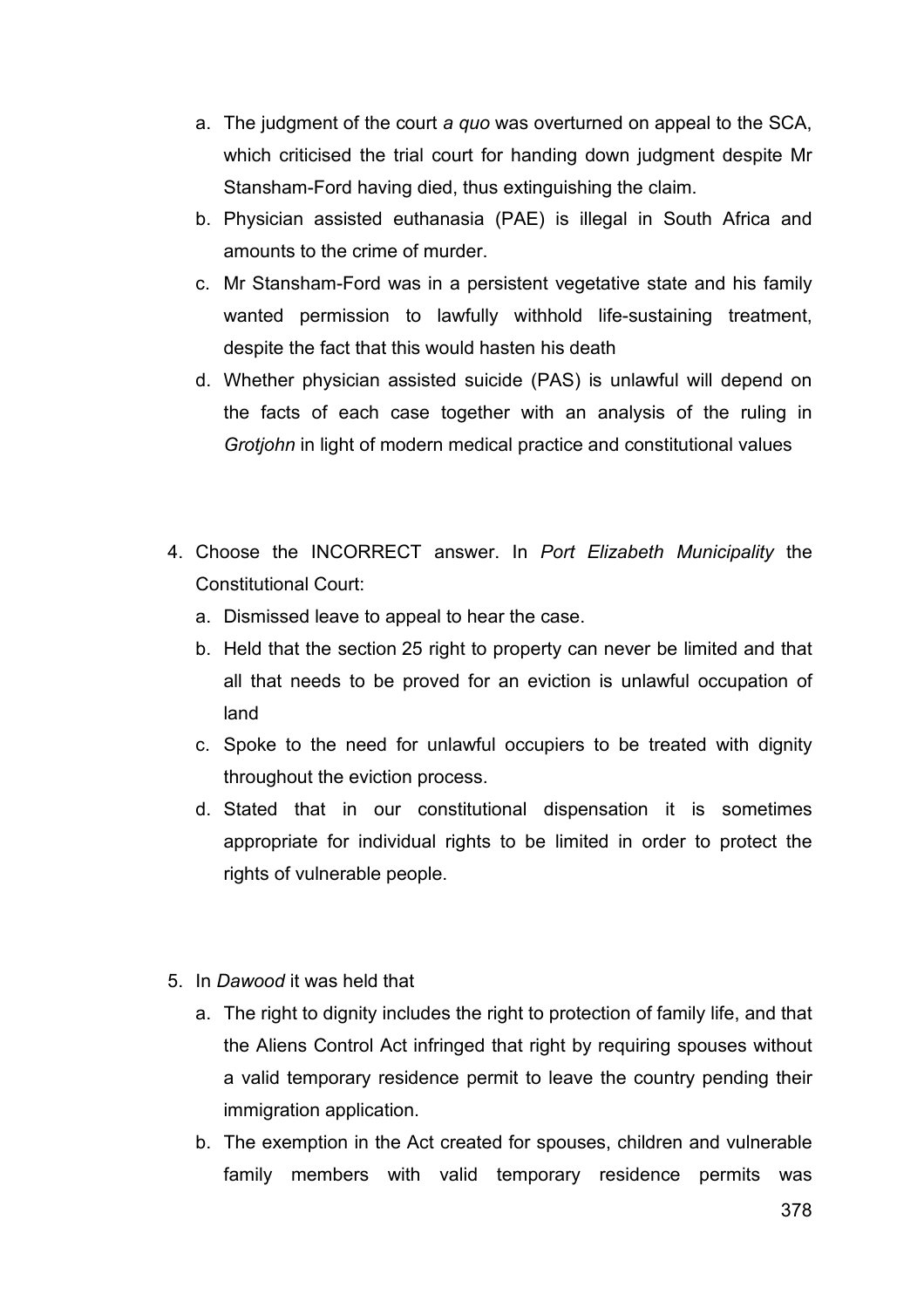a. The judgment of the court *a quo* was overturned on appeal to the SCA, which criticised the trial court for handing down judgment despite Mr Stansham-Ford having died, thus extinguishing the claim.
b. Physician assisted euthanasia (PAE) is illegal in South Africa and amounts to the crime of murder.
c. Mr Stansham-Ford was in a persistent vegetative state and his family wanted permission to lawfully withhold life-sustaining treatment, despite the fact that this would hasten his death
d. Whether physician assisted suicide (PAS) is unlawful will depend on the facts of each case together with an analysis of the ruling in *Grotjohn* in light of modern medical practice and constitutional values

4. Choose the INCORRECT answer. In *Port Elizabeth Municipality* the Constitutional Court:
   a. Dismissed leave to appeal to hear the case.
   b. Held that the section 25 right to property can never be limited and that all that needs to be proved for an eviction is unlawful occupation of land
   c. Spoke to the need for unlawful occupiers to be treated with dignity throughout the eviction process.
   d. Stated that in our constitutional dispensation it is sometimes appropriate for individual rights to be limited in order to protect the rights of vulnerable people.

5. In *Dawood* it was held that
   a. The right to dignity includes the right to protection of family life, and that the Aliens Control Act infringed that right by requiring spouses without a valid temporary residence permit to leave the country pending their immigration application.
   b. The exemption in the Act created for spouses, children and vulnerable family members with valid temporary residence permits was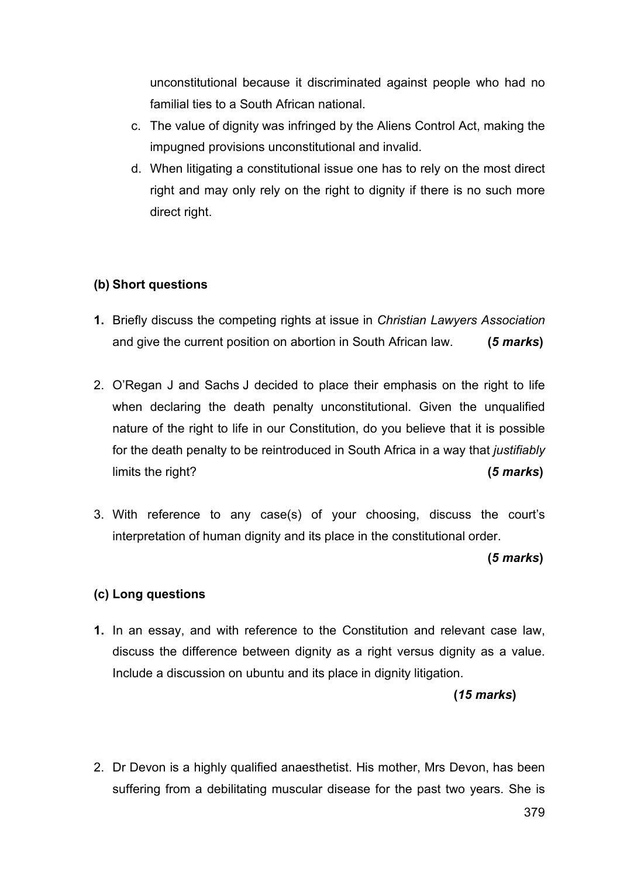unconstitutional because it discriminated against people who had no familial ties to a South African national.

c. The value of dignity was infringed by the Aliens Control Act, making the impugned provisions unconstitutional and invalid.
d. When litigating a constitutional issue one has to rely on the most direct right and may only rely on the right to dignity if there is no such more direct right.

### (b) Short questions

**1.** Briefly discuss the competing rights at issue in *Christian Lawyers Association* and give the current position on abortion in South African law. **(*5 marks*)**

2. O'Regan J and Sachs J decided to place their emphasis on the right to life when declaring the death penalty unconstitutional. Given the unqualified nature of the right to life in our Constitution, do you believe that it is possible for the death penalty to be reintroduced in South Africa in a way that *justifiably* limits the right? **(*5 marks*)**

3. With reference to any case(s) of your choosing, discuss the court's interpretation of human dignity and its place in the constitutional order. **(*5 marks*)**

### (c) Long questions

**1.** In an essay, and with reference to the Constitution and relevant case law, discuss the difference between dignity as a right versus dignity as a value. Include a discussion on ubuntu and its place in dignity litigation. **(*15 marks*)**

2. Dr Devon is a highly qualified anaesthetist. His mother, Mrs Devon, has been suffering from a debilitating muscular disease for the past two years. She is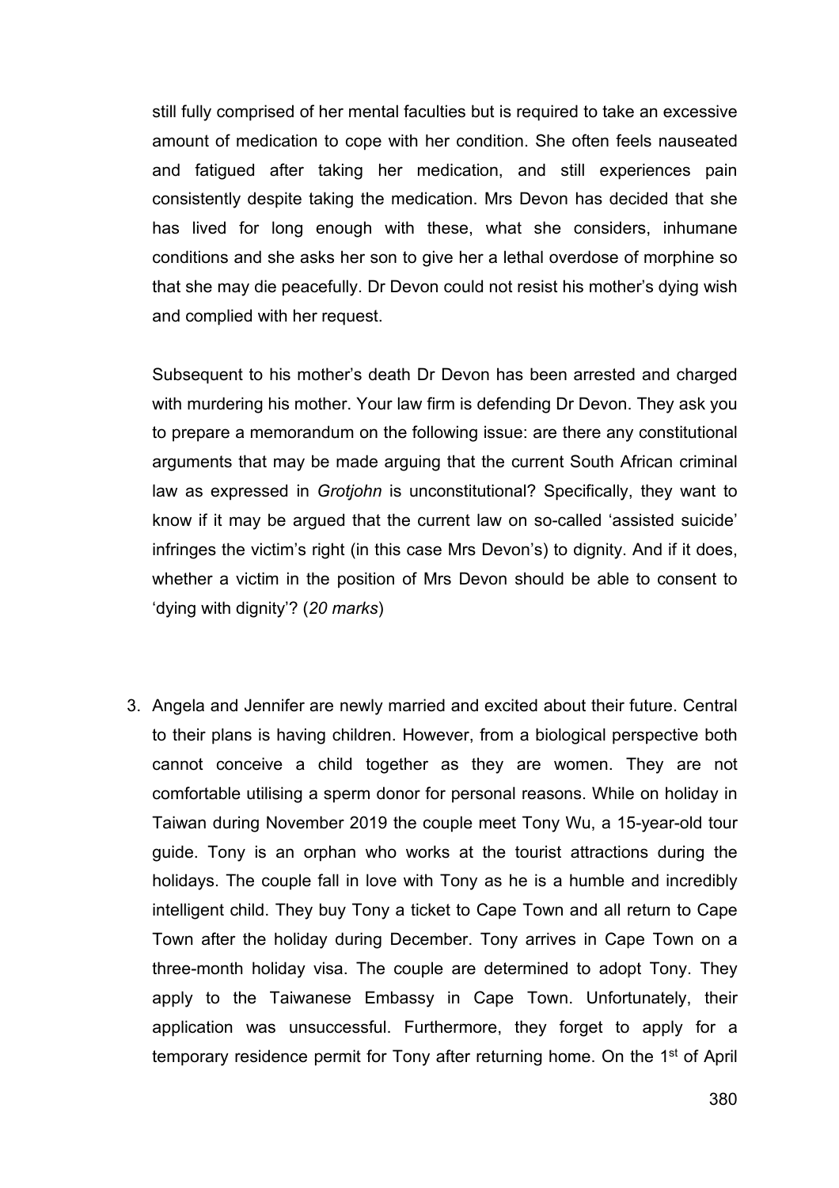still fully comprised of her mental faculties but is required to take an excessive amount of medication to cope with her condition. She often feels nauseated and fatigued after taking her medication, and still experiences pain consistently despite taking the medication. Mrs Devon has decided that she has lived for long enough with these, what she considers, inhumane conditions and she asks her son to give her a lethal overdose of morphine so that she may die peacefully. Dr Devon could not resist his mother's dying wish and complied with her request.

Subsequent to his mother's death Dr Devon has been arrested and charged with murdering his mother. Your law firm is defending Dr Devon. They ask you to prepare a memorandum on the following issue: are there any constitutional arguments that may be made arguing that the current South African criminal law as expressed in *Grotjohn* is unconstitutional? Specifically, they want to know if it may be argued that the current law on so-called 'assisted suicide' infringes the victim's right (in this case Mrs Devon's) to dignity. And if it does, whether a victim in the position of Mrs Devon should be able to consent to 'dying with dignity'? (*20 marks*)

3. Angela and Jennifer are newly married and excited about their future. Central to their plans is having children. However, from a biological perspective both cannot conceive a child together as they are women. They are not comfortable utilising a sperm donor for personal reasons. While on holiday in Taiwan during November 2019 the couple meet Tony Wu, a 15-year-old tour guide. Tony is an orphan who works at the tourist attractions during the holidays. The couple fall in love with Tony as he is a humble and incredibly intelligent child. They buy Tony a ticket to Cape Town and all return to Cape Town after the holiday during December. Tony arrives in Cape Town on a three-month holiday visa. The couple are determined to adopt Tony. They apply to the Taiwanese Embassy in Cape Town. Unfortunately, their application was unsuccessful. Furthermore, they forget to apply for a temporary residence permit for Tony after returning home. On the 1st of April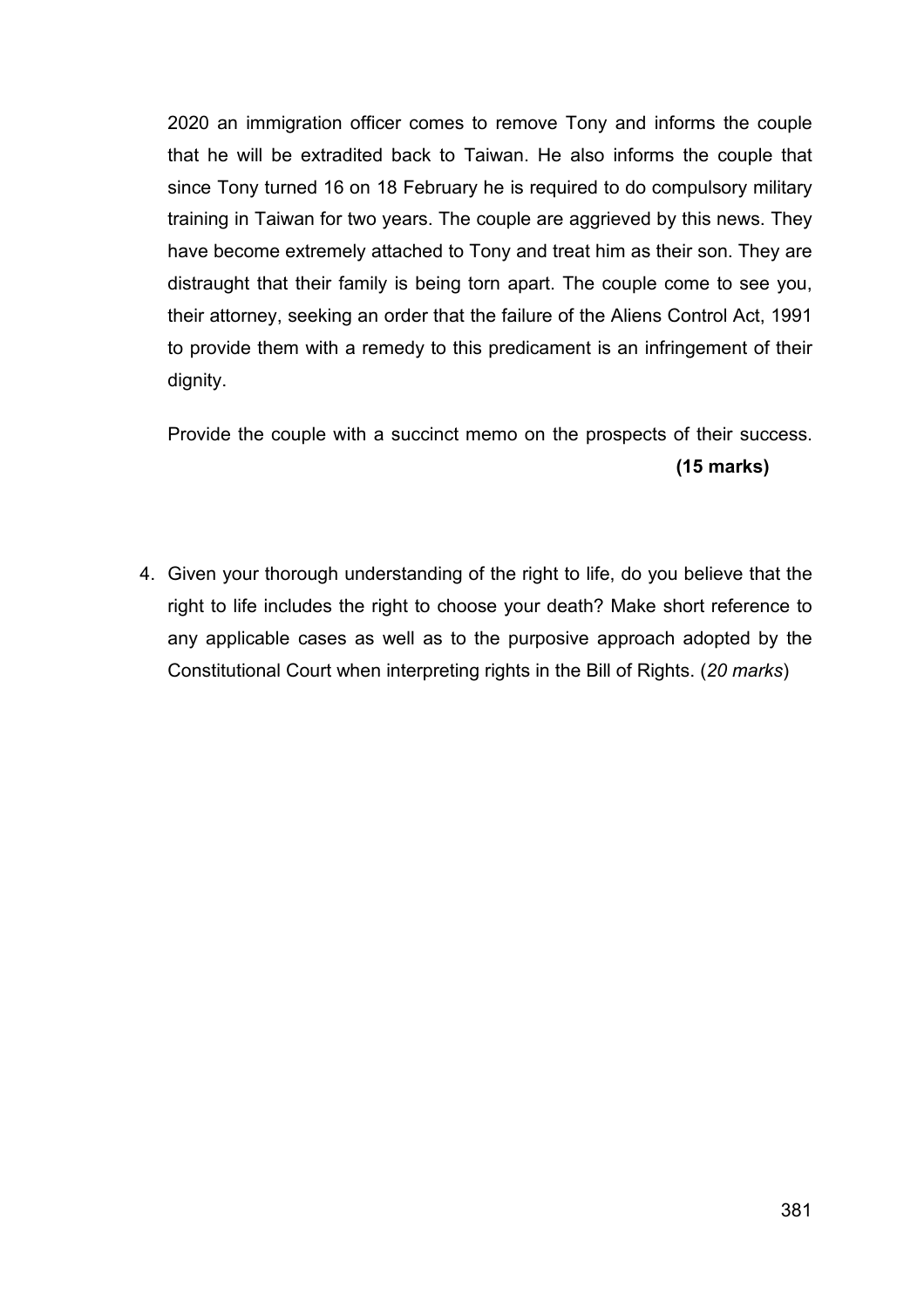2020 an immigration officer comes to remove Tony and informs the couple that he will be extradited back to Taiwan. He also informs the couple that since Tony turned 16 on 18 February he is required to do compulsory military training in Taiwan for two years. The couple are aggrieved by this news. They have become extremely attached to Tony and treat him as their son. They are distraught that their family is being torn apart. The couple come to see you, their attorney, seeking an order that the failure of the Aliens Control Act, 1991 to provide them with a remedy to this predicament is an infringement of their dignity.

Provide the couple with a succinct memo on the prospects of their success. **(15 marks)**

4. Given your thorough understanding of the right to life, do you believe that the right to life includes the right to choose your death? Make short reference to any applicable cases as well as to the purposive approach adopted by the Constitutional Court when interpreting rights in the Bill of Rights. (*20 marks*)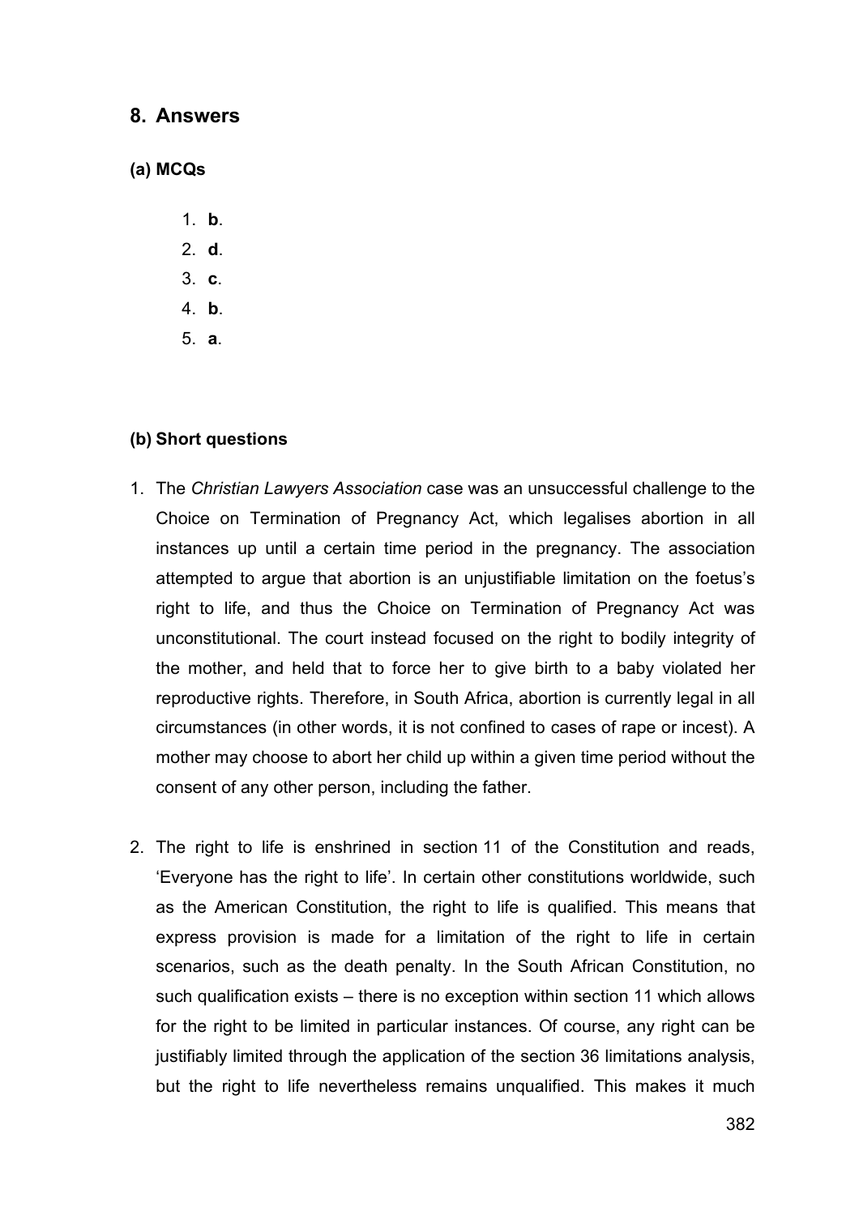## 8. Answers

### (a) MCQs

1. **b**.
2. **d**.
3. **c**.
4. **b**.
5. **a**.

### (b) Short questions

1. The *Christian Lawyers Association* case was an unsuccessful challenge to the Choice on Termination of Pregnancy Act, which legalises abortion in all instances up until a certain time period in the pregnancy. The association attempted to argue that abortion is an unjustifiable limitation on the foetus's right to life, and thus the Choice on Termination of Pregnancy Act was unconstitutional. The court instead focused on the right to bodily integrity of the mother, and held that to force her to give birth to a baby violated her reproductive rights. Therefore, in South Africa, abortion is currently legal in all circumstances (in other words, it is not confined to cases of rape or incest). A mother may choose to abort her child up within a given time period without the consent of any other person, including the father.

2. The right to life is enshrined in section 11 of the Constitution and reads, 'Everyone has the right to life'. In certain other constitutions worldwide, such as the American Constitution, the right to life is qualified. This means that express provision is made for a limitation of the right to life in certain scenarios, such as the death penalty. In the South African Constitution, no such qualification exists – there is no exception within section 11 which allows for the right to be limited in particular instances. Of course, any right can be justifiably limited through the application of the section 36 limitations analysis, but the right to life nevertheless remains unqualified. This makes it much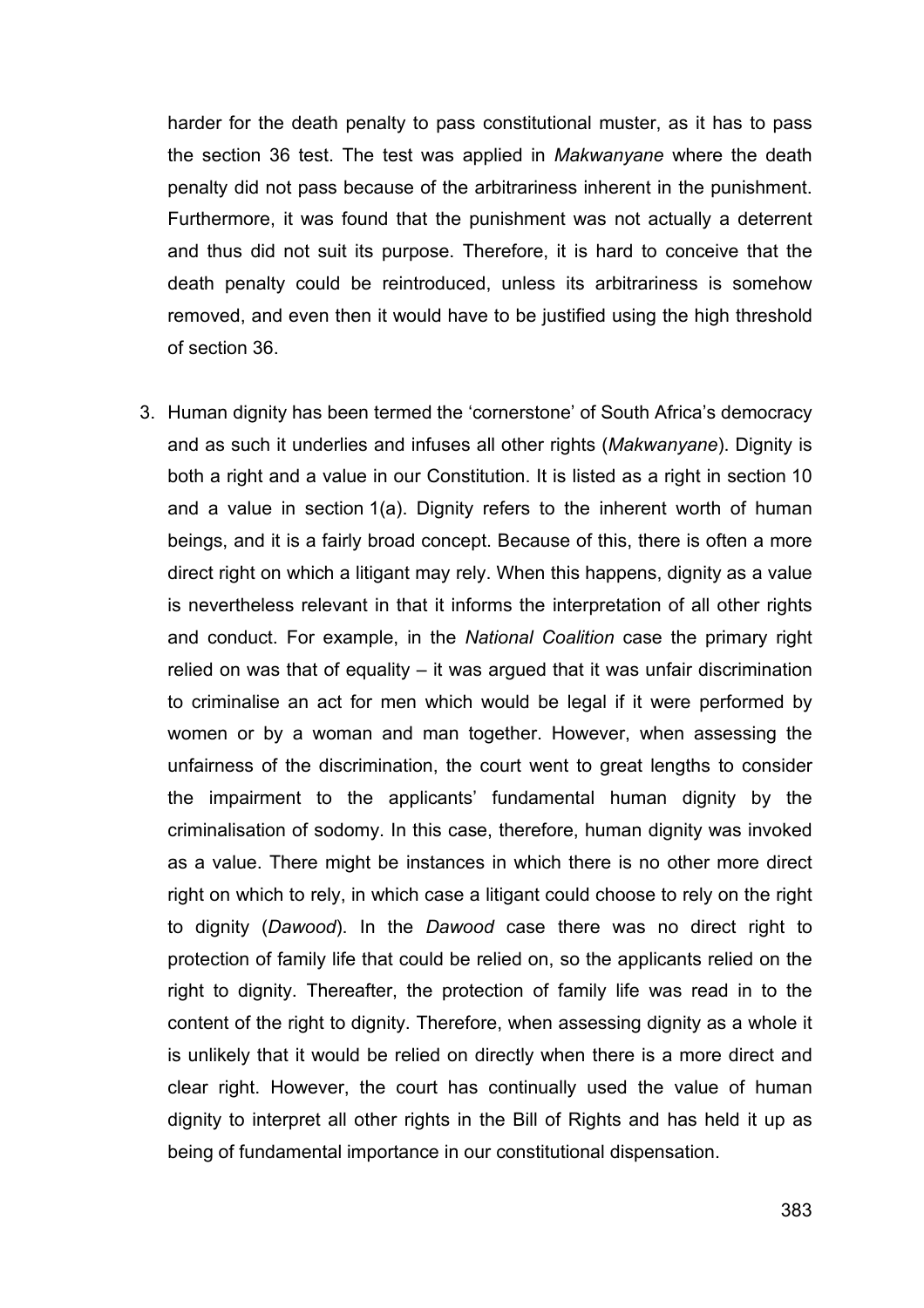harder for the death penalty to pass constitutional muster, as it has to pass the section 36 test. The test was applied in *Makwanyane* where the death penalty did not pass because of the arbitrariness inherent in the punishment. Furthermore, it was found that the punishment was not actually a deterrent and thus did not suit its purpose. Therefore, it is hard to conceive that the death penalty could be reintroduced, unless its arbitrariness is somehow removed, and even then it would have to be justified using the high threshold of section 36.

3. Human dignity has been termed the 'cornerstone' of South Africa's democracy and as such it underlies and infuses all other rights (*Makwanyane*). Dignity is both a right and a value in our Constitution. It is listed as a right in section 10 and a value in section 1(a). Dignity refers to the inherent worth of human beings, and it is a fairly broad concept. Because of this, there is often a more direct right on which a litigant may rely. When this happens, dignity as a value is nevertheless relevant in that it informs the interpretation of all other rights and conduct. For example, in the *National Coalition* case the primary right relied on was that of equality – it was argued that it was unfair discrimination to criminalise an act for men which would be legal if it were performed by women or by a woman and man together. However, when assessing the unfairness of the discrimination, the court went to great lengths to consider the impairment to the applicants' fundamental human dignity by the criminalisation of sodomy. In this case, therefore, human dignity was invoked as a value. There might be instances in which there is no other more direct right on which to rely, in which case a litigant could choose to rely on the right to dignity (*Dawood*). In the *Dawood* case there was no direct right to protection of family life that could be relied on, so the applicants relied on the right to dignity. Thereafter, the protection of family life was read in to the content of the right to dignity. Therefore, when assessing dignity as a whole it is unlikely that it would be relied on directly when there is a more direct and clear right. However, the court has continually used the value of human dignity to interpret all other rights in the Bill of Rights and has held it up as being of fundamental importance in our constitutional dispensation.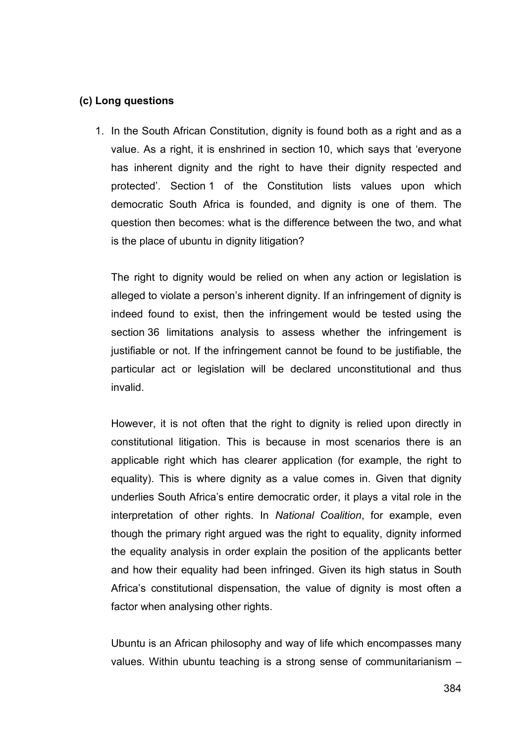**(c) Long questions**

1. In the South African Constitution, dignity is found both as a right and as a value. As a right, it is enshrined in section 10, which says that 'everyone has inherent dignity and the right to have their dignity respected and protected'. Section 1 of the Constitution lists values upon which democratic South Africa is founded, and dignity is one of them. The question then becomes: what is the difference between the two, and what is the place of ubuntu in dignity litigation?

   The right to dignity would be relied on when any action or legislation is alleged to violate a person's inherent dignity. If an infringement of dignity is indeed found to exist, then the infringement would be tested using the section 36 limitations analysis to assess whether the infringement is justifiable or not. If the infringement cannot be found to be justifiable, the particular act or legislation will be declared unconstitutional and thus invalid.

   However, it is not often that the right to dignity is relied upon directly in constitutional litigation. This is because in most scenarios there is an applicable right which has clearer application (for example, the right to equality). This is where dignity as a value comes in. Given that dignity underlies South Africa's entire democratic order, it plays a vital role in the interpretation of other rights. In *National Coalition*, for example, even though the primary right argued was the right to equality, dignity informed the equality analysis in order explain the position of the applicants better and how their equality had been infringed. Given its high status in South Africa's constitutional dispensation, the value of dignity is most often a factor when analysing other rights.

   Ubuntu is an African philosophy and way of life which encompasses many values. Within ubuntu teaching is a strong sense of communitarianism –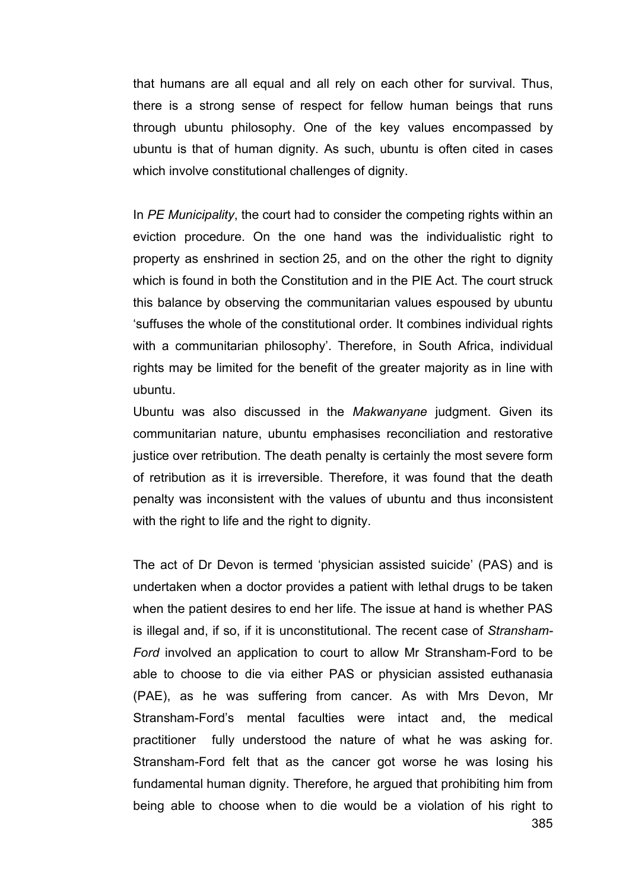that humans are all equal and all rely on each other for survival. Thus, there is a strong sense of respect for fellow human beings that runs through ubuntu philosophy. One of the key values encompassed by ubuntu is that of human dignity. As such, ubuntu is often cited in cases which involve constitutional challenges of dignity.

In *PE Municipality*, the court had to consider the competing rights within an eviction procedure. On the one hand was the individualistic right to property as enshrined in section 25, and on the other the right to dignity which is found in both the Constitution and in the PIE Act. The court struck this balance by observing the communitarian values espoused by ubuntu 'suffuses the whole of the constitutional order. It combines individual rights with a communitarian philosophy'. Therefore, in South Africa, individual rights may be limited for the benefit of the greater majority as in line with ubuntu.

Ubuntu was also discussed in the *Makwanyane* judgment. Given its communitarian nature, ubuntu emphasises reconciliation and restorative justice over retribution. The death penalty is certainly the most severe form of retribution as it is irreversible. Therefore, it was found that the death penalty was inconsistent with the values of ubuntu and thus inconsistent with the right to life and the right to dignity.

The act of Dr Devon is termed 'physician assisted suicide' (PAS) and is undertaken when a doctor provides a patient with lethal drugs to be taken when the patient desires to end her life. The issue at hand is whether PAS is illegal and, if so, if it is unconstitutional. The recent case of *Stransham-Ford* involved an application to court to allow Mr Stransham-Ford to be able to choose to die via either PAS or physician assisted euthanasia (PAE), as he was suffering from cancer. As with Mrs Devon, Mr Stransham-Ford's mental faculties were intact and, the medical practitioner fully understood the nature of what he was asking for. Stransham-Ford felt that as the cancer got worse he was losing his fundamental human dignity. Therefore, he argued that prohibiting him from being able to choose when to die would be a violation of his right to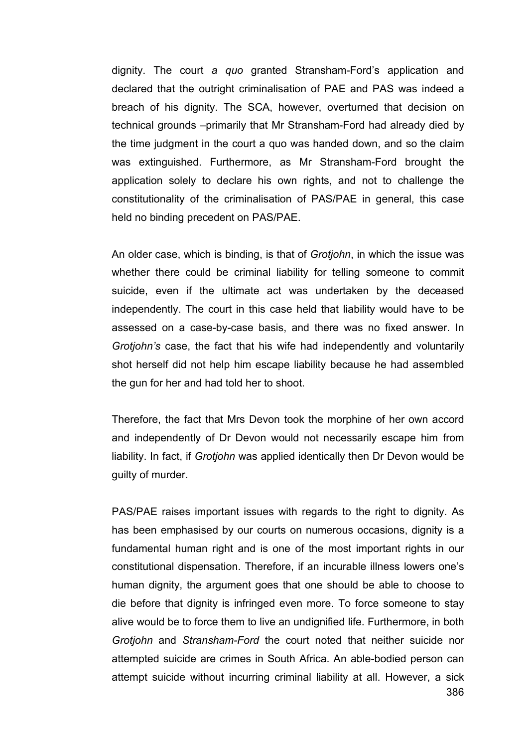dignity. The court *a quo* granted Stransham-Ford's application and declared that the outright criminalisation of PAE and PAS was indeed a breach of his dignity. The SCA, however, overturned that decision on technical grounds –primarily that Mr Stransham-Ford had already died by the time judgment in the court a quo was handed down, and so the claim was extinguished. Furthermore, as Mr Stransham-Ford brought the application solely to declare his own rights, and not to challenge the constitutionality of the criminalisation of PAS/PAE in general, this case held no binding precedent on PAS/PAE.

An older case, which is binding, is that of *Grotjohn*, in which the issue was whether there could be criminal liability for telling someone to commit suicide, even if the ultimate act was undertaken by the deceased independently. The court in this case held that liability would have to be assessed on a case-by-case basis, and there was no fixed answer. In *Grotjohn's* case, the fact that his wife had independently and voluntarily shot herself did not help him escape liability because he had assembled the gun for her and had told her to shoot.

Therefore, the fact that Mrs Devon took the morphine of her own accord and independently of Dr Devon would not necessarily escape him from liability. In fact, if *Grotjohn* was applied identically then Dr Devon would be guilty of murder.

PAS/PAE raises important issues with regards to the right to dignity. As has been emphasised by our courts on numerous occasions, dignity is a fundamental human right and is one of the most important rights in our constitutional dispensation. Therefore, if an incurable illness lowers one's human dignity, the argument goes that one should be able to choose to die before that dignity is infringed even more. To force someone to stay alive would be to force them to live an undignified life. Furthermore, in both *Grotjohn* and *Stransham-Ford* the court noted that neither suicide nor attempted suicide are crimes in South Africa. An able-bodied person can attempt suicide without incurring criminal liability at all. However, a sick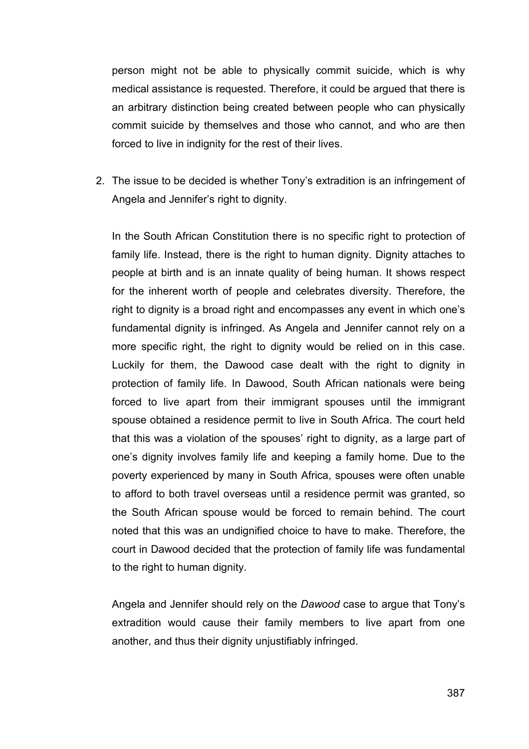person might not be able to physically commit suicide, which is why medical assistance is requested. Therefore, it could be argued that there is an arbitrary distinction being created between people who can physically commit suicide by themselves and those who cannot, and who are then forced to live in indignity for the rest of their lives.

2. The issue to be decided is whether Tony's extradition is an infringement of Angela and Jennifer's right to dignity.

   In the South African Constitution there is no specific right to protection of family life. Instead, there is the right to human dignity. Dignity attaches to people at birth and is an innate quality of being human. It shows respect for the inherent worth of people and celebrates diversity. Therefore, the right to dignity is a broad right and encompasses any event in which one's fundamental dignity is infringed. As Angela and Jennifer cannot rely on a more specific right, the right to dignity would be relied on in this case. Luckily for them, the Dawood case dealt with the right to dignity in protection of family life. In Dawood, South African nationals were being forced to live apart from their immigrant spouses until the immigrant spouse obtained a residence permit to live in South Africa. The court held that this was a violation of the spouses' right to dignity, as a large part of one's dignity involves family life and keeping a family home. Due to the poverty experienced by many in South Africa, spouses were often unable to afford to both travel overseas until a residence permit was granted, so the South African spouse would be forced to remain behind. The court noted that this was an undignified choice to have to make. Therefore, the court in Dawood decided that the protection of family life was fundamental to the right to human dignity.

   Angela and Jennifer should rely on the *Dawood* case to argue that Tony's extradition would cause their family members to live apart from one another, and thus their dignity unjustifiably infringed.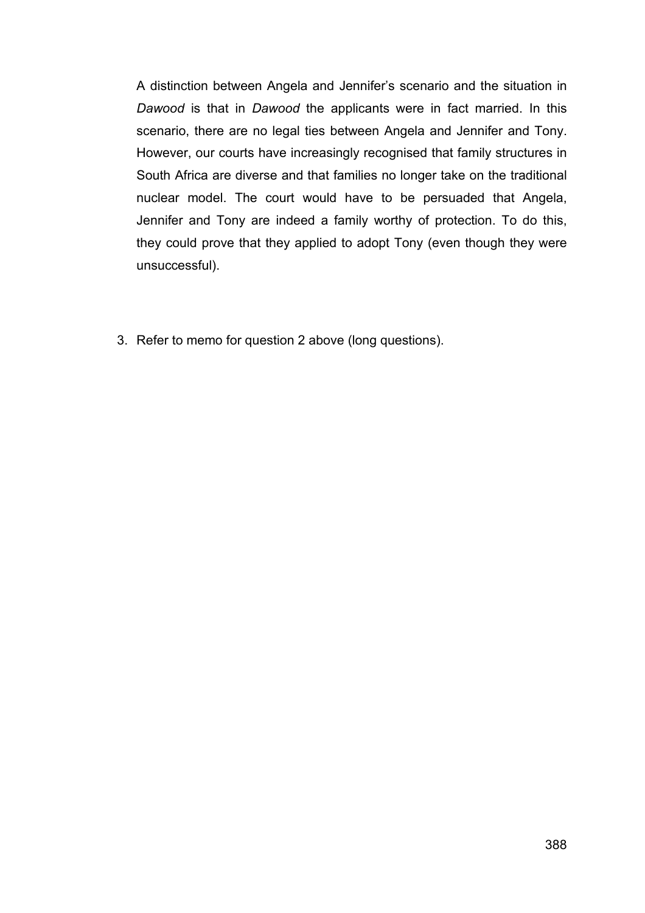A distinction between Angela and Jennifer's scenario and the situation in *Dawood* is that in *Dawood* the applicants were in fact married. In this scenario, there are no legal ties between Angela and Jennifer and Tony. However, our courts have increasingly recognised that family structures in South Africa are diverse and that families no longer take on the traditional nuclear model. The court would have to be persuaded that Angela, Jennifer and Tony are indeed a family worthy of protection. To do this, they could prove that they applied to adopt Tony (even though they were unsuccessful).

3. Refer to memo for question 2 above (long questions).